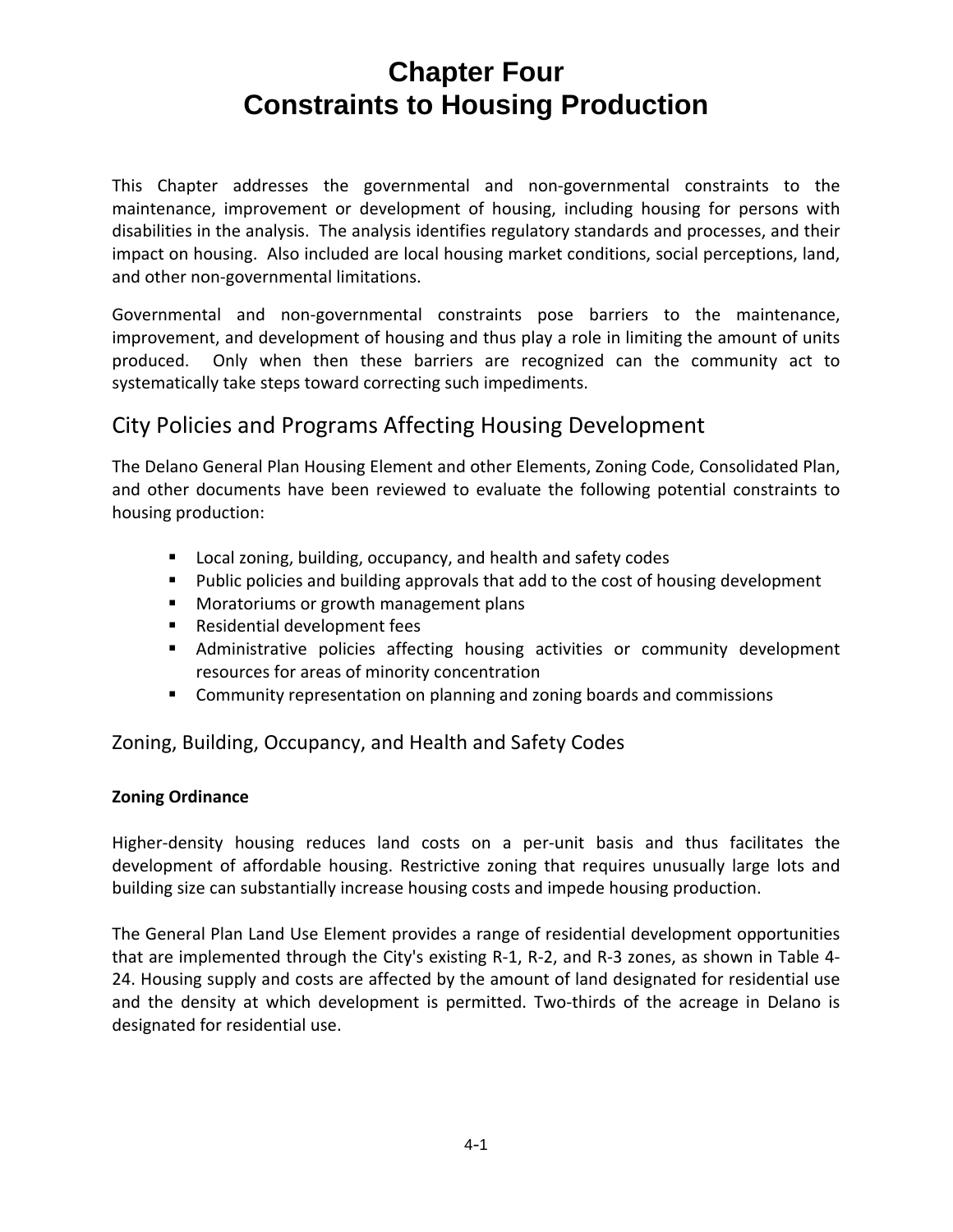# Chapter Four
# Constraints to Housing Production

This Chapter addresses the governmental and non-governmental constraints to the maintenance, improvement or development of housing, including housing for persons with disabilities in the analysis. The analysis identifies regulatory standards and processes, and their impact on housing. Also included are local housing market conditions, social perceptions, land, and other non-governmental limitations.

Governmental and non-governmental constraints pose barriers to the maintenance, improvement, and development of housing and thus play a role in limiting the amount of units produced. Only when then these barriers are recognized can the community act to systematically take steps toward correcting such impediments.

## City Policies and Programs Affecting Housing Development

The Delano General Plan Housing Element and other Elements, Zoning Code, Consolidated Plan, and other documents have been reviewed to evaluate the following potential constraints to housing production:

- Local zoning, building, occupancy, and health and safety codes
- Public policies and building approvals that add to the cost of housing development
- Moratoriums or growth management plans
- Residential development fees
- Administrative policies affecting housing activities or community development resources for areas of minority concentration
- Community representation on planning and zoning boards and commissions

### Zoning, Building, Occupancy, and Health and Safety Codes

**Zoning Ordinance**

Higher-density housing reduces land costs on a per-unit basis and thus facilitates the development of affordable housing. Restrictive zoning that requires unusually large lots and building size can substantially increase housing costs and impede housing production.

The General Plan Land Use Element provides a range of residential development opportunities that are implemented through the City's existing R-1, R-2, and R-3 zones, as shown in Table 4-24. Housing supply and costs are affected by the amount of land designated for residential use and the density at which development is permitted. Two-thirds of the acreage in Delano is designated for residential use.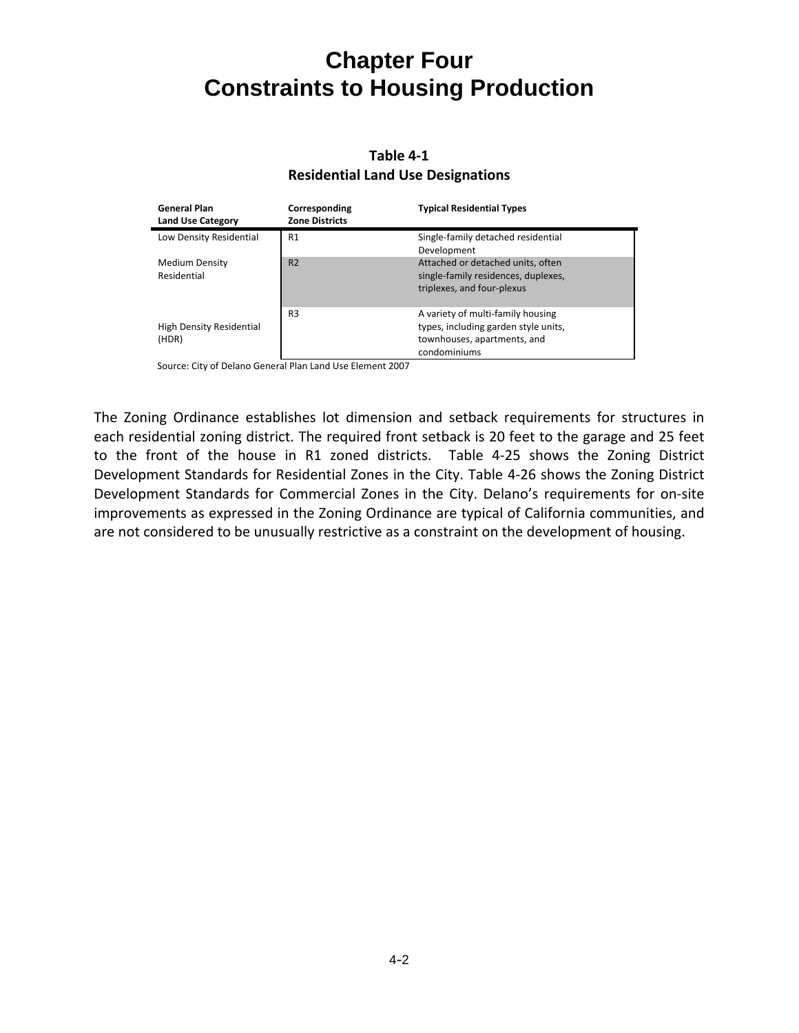# Chapter Four
# Constraints to Housing Production

**Table 4-1**
**Residential Land Use Designations**

| General Plan Land Use Category | Corresponding Zone Districts | Typical Residential Types |
|---|---|---|
| Low Density Residential | R1 | Single-family detached residential Development |
| Medium Density Residential | R2 | Attached or detached units, often single-family residences, duplexes, triplexes, and four-plexus |
| High Density Residential (HDR) | R3 | A variety of multi-family housing types, including garden style units, townhouses, apartments, and condominiums |

Source: City of Delano General Plan Land Use Element 2007

The Zoning Ordinance establishes lot dimension and setback requirements for structures in each residential zoning district. The required front setback is 20 feet to the garage and 25 feet to the front of the house in R1 zoned districts. Table 4-25 shows the Zoning District Development Standards for Residential Zones in the City. Table 4-26 shows the Zoning District Development Standards for Commercial Zones in the City. Delano's requirements for on-site improvements as expressed in the Zoning Ordinance are typical of California communities, and are not considered to be unusually restrictive as a constraint on the development of housing.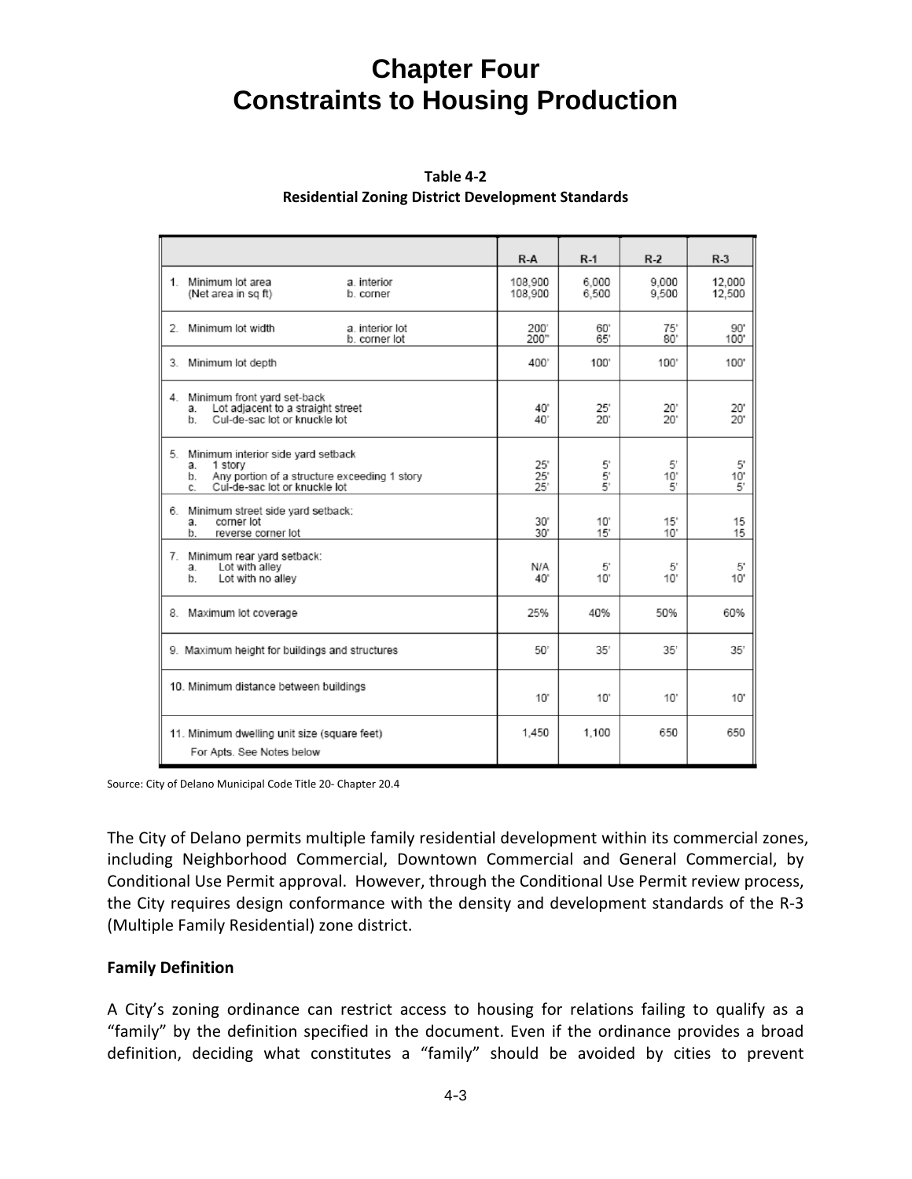# Chapter Four
# Constraints to Housing Production

**Table 4-2**
**Residential Zoning District Development Standards**

| | | R-A | R-1 | R-2 | R-3 |
|---|---|---|---|---|---|
| 1. Minimum lot area (Net area in sq ft) | a. interior<br>b. corner | 108,900<br>108,900 | 6,000<br>6,500 | 9,000<br>9,500 | 12,000<br>12,500 |
| 2. Minimum lot width | a. interior lot<br>b. corner lot | 200'<br>200" | 60'<br>65' | 75'<br>80' | 90'<br>100' |
| 3. Minimum lot depth | | 400' | 100' | 100' | 100' |
| 4. Minimum front yard set-back<br>a. Lot adjacent to a straight street<br>b. Cul-de-sac lot or knuckle lot | | 40'<br>40' | 25'<br>20' | 20'<br>20' | 20'<br>20' |
| 5. Minimum interior side yard setback<br>a. 1 story<br>b. Any portion of a structure exceeding 1 story<br>c. Cul-de-sac lot or knuckle lot | | 25'<br>25'<br>25' | 5'<br>5'<br>5' | 5'<br>10'<br>5' | 5'<br>10'<br>5' |
| 6. Minimum street side yard setback:<br>a. corner lot<br>b. reverse corner lot | | 30'<br>30' | 10'<br>15' | 15'<br>10' | 15<br>15 |
| 7. Minimum rear yard setback:<br>a. Lot with alley<br>b. Lot with no alley | | N/A<br>40' | 5'<br>10' | 5'<br>10' | 5'<br>10' |
| 8. Maximum lot coverage | | 25% | 40% | 50% | 60% |
| 9. Maximum height for buildings and structures | | 50' | 35' | 35' | 35' |
| 10. Minimum distance between buildings | | 10' | 10' | 10' | 10' |
| 11. Minimum dwelling unit size (square feet)<br>For Apts. See Notes below | | 1,450 | 1,100 | 650 | 650 |

Source: City of Delano Municipal Code Title 20- Chapter 20.4

The City of Delano permits multiple family residential development within its commercial zones, including Neighborhood Commercial, Downtown Commercial and General Commercial, by Conditional Use Permit approval. However, through the Conditional Use Permit review process, the City requires design conformance with the density and development standards of the R-3 (Multiple Family Residential) zone district.

**Family Definition**

A City's zoning ordinance can restrict access to housing for relations failing to qualify as a "family" by the definition specified in the document. Even if the ordinance provides a broad definition, deciding what constitutes a "family" should be avoided by cities to prevent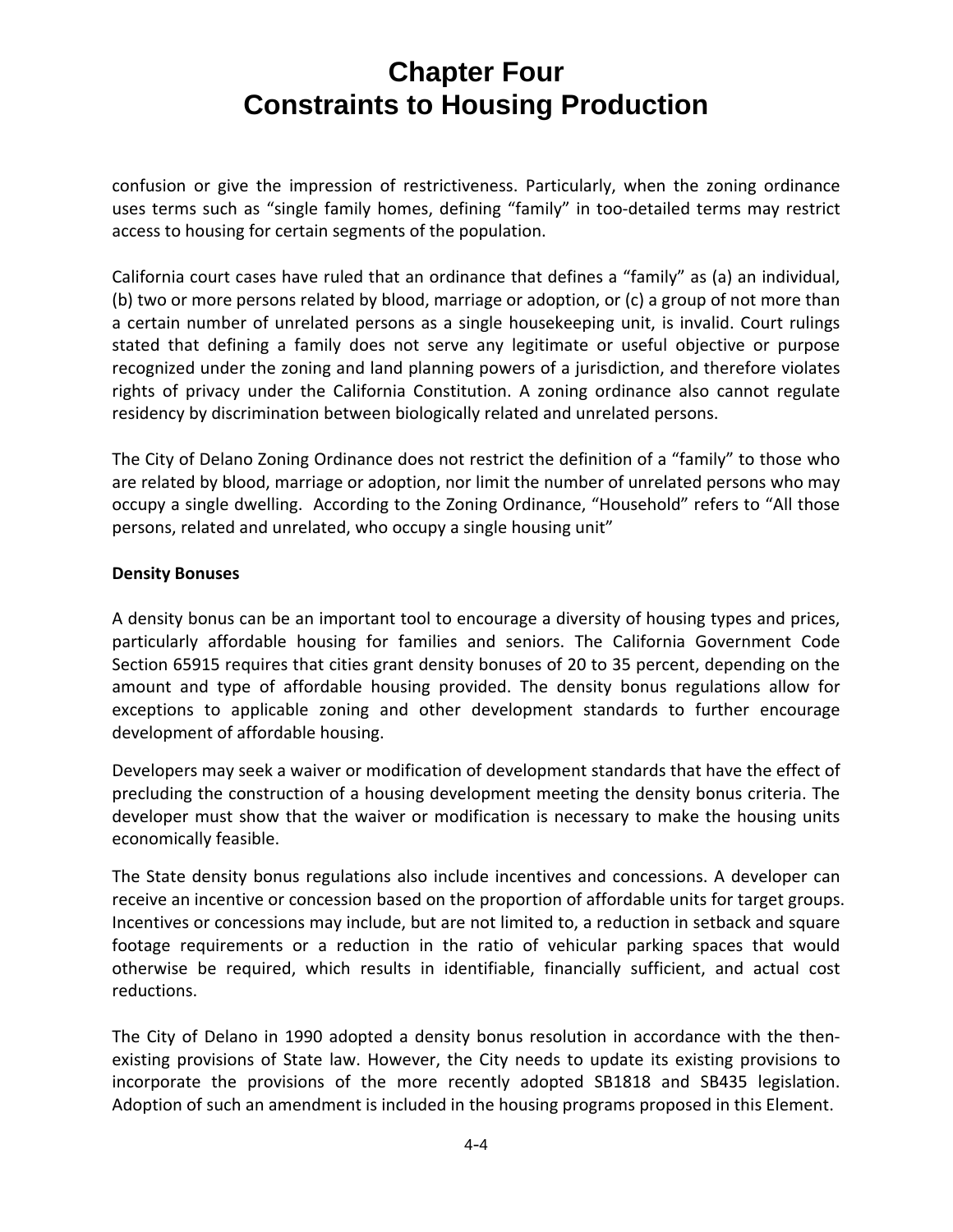confusion or give the impression of restrictiveness. Particularly, when the zoning ordinance uses terms such as "single family homes, defining "family" in too-detailed terms may restrict access to housing for certain segments of the population.

California court cases have ruled that an ordinance that defines a "family" as (a) an individual, (b) two or more persons related by blood, marriage or adoption, or (c) a group of not more than a certain number of unrelated persons as a single housekeeping unit, is invalid. Court rulings stated that defining a family does not serve any legitimate or useful objective or purpose recognized under the zoning and land planning powers of a jurisdiction, and therefore violates rights of privacy under the California Constitution. A zoning ordinance also cannot regulate residency by discrimination between biologically related and unrelated persons.

The City of Delano Zoning Ordinance does not restrict the definition of a "family" to those who are related by blood, marriage or adoption, nor limit the number of unrelated persons who may occupy a single dwelling. According to the Zoning Ordinance, "Household" refers to "All those persons, related and unrelated, who occupy a single housing unit"

**Density Bonuses**

A density bonus can be an important tool to encourage a diversity of housing types and prices, particularly affordable housing for families and seniors. The California Government Code Section 65915 requires that cities grant density bonuses of 20 to 35 percent, depending on the amount and type of affordable housing provided. The density bonus regulations allow for exceptions to applicable zoning and other development standards to further encourage development of affordable housing.

Developers may seek a waiver or modification of development standards that have the effect of precluding the construction of a housing development meeting the density bonus criteria. The developer must show that the waiver or modification is necessary to make the housing units economically feasible.

The State density bonus regulations also include incentives and concessions. A developer can receive an incentive or concession based on the proportion of affordable units for target groups. Incentives or concessions may include, but are not limited to, a reduction in setback and square footage requirements or a reduction in the ratio of vehicular parking spaces that would otherwise be required, which results in identifiable, financially sufficient, and actual cost reductions.

The City of Delano in 1990 adopted a density bonus resolution in accordance with the then-existing provisions of State law. However, the City needs to update its existing provisions to incorporate the provisions of the more recently adopted SB1818 and SB435 legislation. Adoption of such an amendment is included in the housing programs proposed in this Element.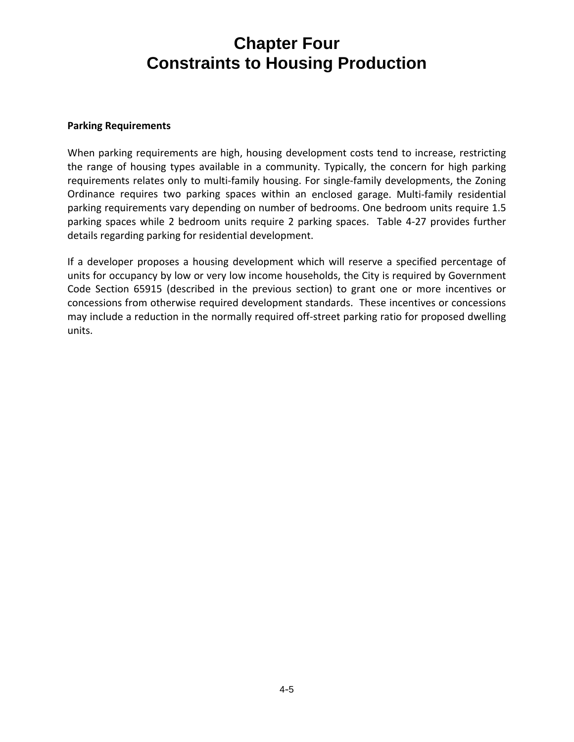# Chapter Four
# Constraints to Housing Production

**Parking Requirements**

When parking requirements are high, housing development costs tend to increase, restricting the range of housing types available in a community. Typically, the concern for high parking requirements relates only to multi-family housing. For single-family developments, the Zoning Ordinance requires two parking spaces within an enclosed garage. Multi-family residential parking requirements vary depending on number of bedrooms. One bedroom units require 1.5 parking spaces while 2 bedroom units require 2 parking spaces. Table 4-27 provides further details regarding parking for residential development.

If a developer proposes a housing development which will reserve a specified percentage of units for occupancy by low or very low income households, the City is required by Government Code Section 65915 (described in the previous section) to grant one or more incentives or concessions from otherwise required development standards. These incentives or concessions may include a reduction in the normally required off-street parking ratio for proposed dwelling units.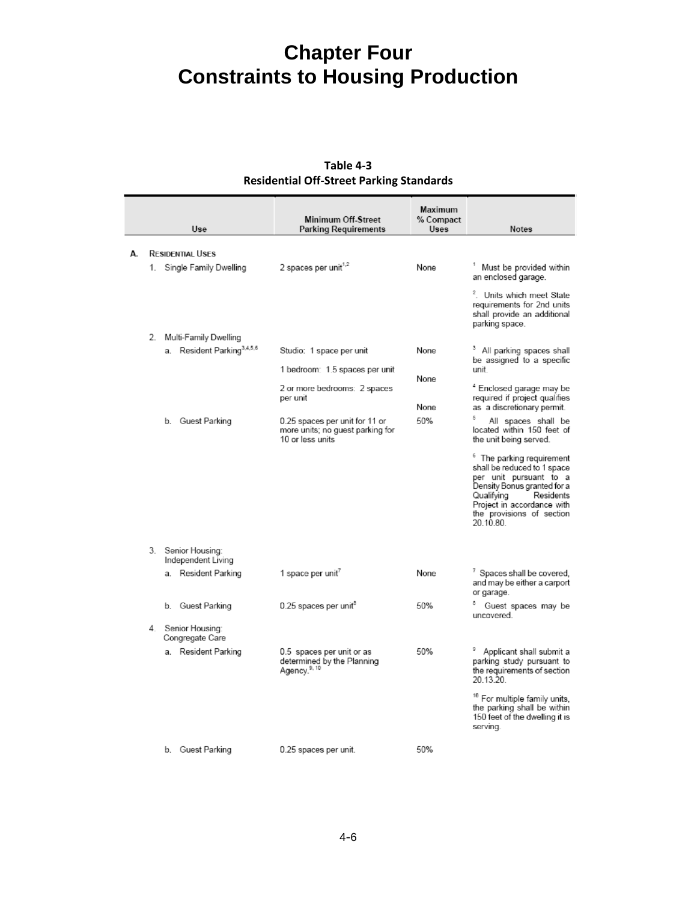# Chapter Four
# Constraints to Housing Production

**Table 4-3**
**Residential Off-Street Parking Standards**

| Use | Minimum Off-Street Parking Requirements | Maximum % Compact Uses | Notes |
|---|---|---|---|
| **A. RESIDENTIAL USES** | | | |
| 1. Single Family Dwelling | 2 spaces per unit[1,2] | None | [1] Must be provided within an enclosed garage. [2]. Units which meet State requirements for 2nd units shall provide an additional parking space. |
| 2. Multi-Family Dwelling | | | |
| a. Resident Parking[3,4,5,6] | Studio: 1 space per unit | None | [3] All parking spaces shall be assigned to a specific unit. |
| | 1 bedroom: 1.5 spaces per unit | None | [4] Enclosed garage may be required if project qualifies as a discretionary permit. |
| | 2 or more bedrooms: 2 spaces per unit | None | |
| b. Guest Parking | 0.25 spaces per unit for 11 or more units; no guest parking for 10 or less units | 50% | [5] All spaces shall be located within 150 feet of the unit being served. [6] The parking requirement shall be reduced to 1 space per unit pursuant to a Density Bonus granted for a Qualifying Residents Project in accordance with the provisions of section 20.10.80. |
| 3. Senior Housing: Independent Living | | | |
| a. Resident Parking | 1 space per unit[7] | None | [7] Spaces shall be covered, and may be either a carport or garage. |
| b. Guest Parking | 0.25 spaces per unit[8] | 50% | [8] Guest spaces may be uncovered. |
| 4. Senior Housing: Congregate Care | | | |
| a. Resident Parking | 0.5 spaces per unit or as determined by the Planning Agency.[9, 10] | 50% | [9] Applicant shall submit a parking study pursuant to the requirements of section 20.13.20. [10] For multiple family units, the parking shall be within 150 feet of the dwelling it is serving. |
| b. Guest Parking | 0.25 spaces per unit. | 50% | |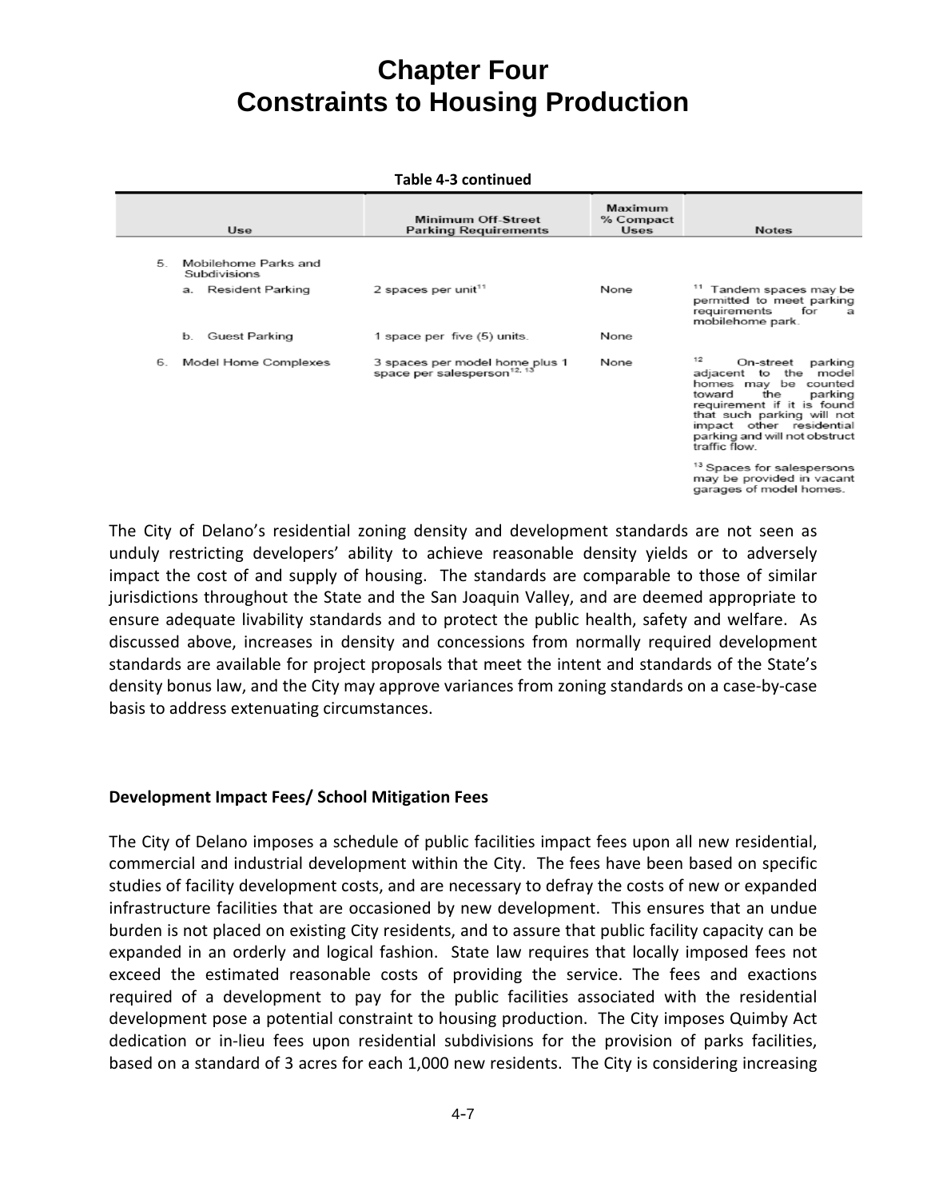# Chapter Four
# Constraints to Housing Production

**Table 4-3 continued**

| Use | Minimum Off-Street Parking Requirements | Maximum % Compact Uses | Notes |
|---|---|---|---|
| 5. Mobilehome Parks and Subdivisions | | | |
| a. Resident Parking | 2 spaces per unit[11] | None | [11] Tandem spaces may be permitted to meet parking requirements for a mobilehome park. |
| b. Guest Parking | 1 space per five (5) units. | None | |
| 6. Model Home Complexes | 3 spaces per model home plus 1 space per salesperson[12, 13] | None | [12] On-street parking adjacent to the model homes may be counted toward the parking requirement if it is found that such parking will not impact other residential parking and will not obstruct traffic flow. [13] Spaces for salespersons may be provided in vacant garages of model homes. |

The City of Delano's residential zoning density and development standards are not seen as unduly restricting developers' ability to achieve reasonable density yields or to adversely impact the cost of and supply of housing. The standards are comparable to those of similar jurisdictions throughout the State and the San Joaquin Valley, and are deemed appropriate to ensure adequate livability standards and to protect the public health, safety and welfare. As discussed above, increases in density and concessions from normally required development standards are available for project proposals that meet the intent and standards of the State's density bonus law, and the City may approve variances from zoning standards on a case-by-case basis to address extenuating circumstances.

**Development Impact Fees/ School Mitigation Fees**

The City of Delano imposes a schedule of public facilities impact fees upon all new residential, commercial and industrial development within the City. The fees have been based on specific studies of facility development costs, and are necessary to defray the costs of new or expanded infrastructure facilities that are occasioned by new development. This ensures that an undue burden is not placed on existing City residents, and to assure that public facility capacity can be expanded in an orderly and logical fashion. State law requires that locally imposed fees not exceed the estimated reasonable costs of providing the service. The fees and exactions required of a development to pay for the public facilities associated with the residential development pose a potential constraint to housing production. The City imposes Quimby Act dedication or in-lieu fees upon residential subdivisions for the provision of parks facilities, based on a standard of 3 acres for each 1,000 new residents. The City is considering increasing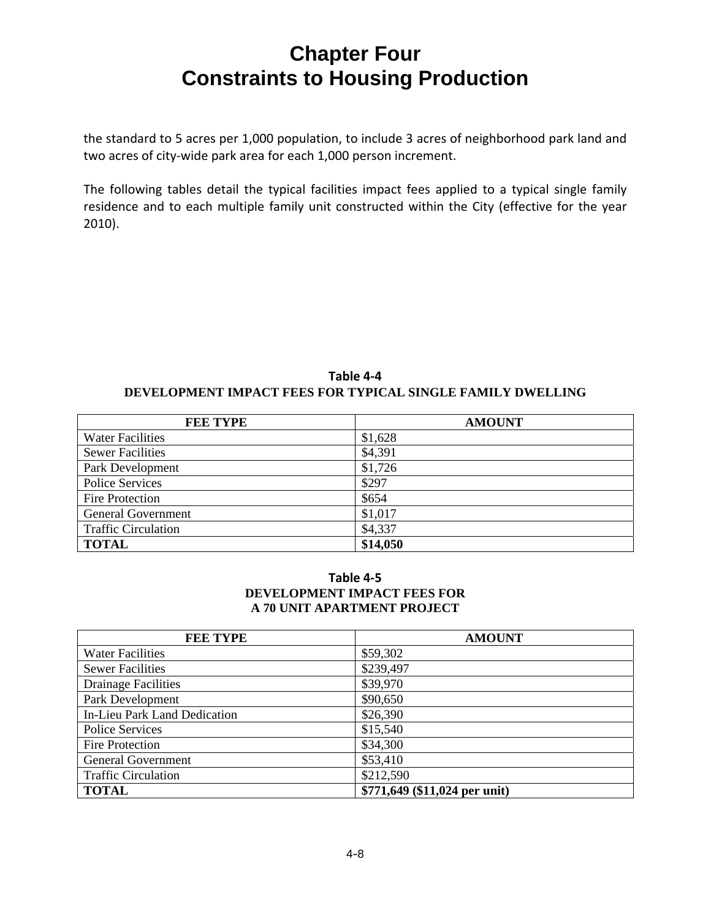# Chapter Four
# Constraints to Housing Production

the standard to 5 acres per 1,000 population, to include 3 acres of neighborhood park land and two acres of city-wide park area for each 1,000 person increment.

The following tables detail the typical facilities impact fees applied to a typical single family residence and to each multiple family unit constructed within the City (effective for the year 2010).

**Table 4-4**
**DEVELOPMENT IMPACT FEES FOR TYPICAL SINGLE FAMILY DWELLING**

| FEE TYPE | AMOUNT |
|---|---|
| Water Facilities | $1,628 |
| Sewer Facilities | $4,391 |
| Park Development | $1,726 |
| Police Services | $297 |
| Fire Protection | $654 |
| General Government | $1,017 |
| Traffic Circulation | $4,337 |
| **TOTAL** | **$14,050** |

**Table 4-5**
**DEVELOPMENT IMPACT FEES FOR A 70 UNIT APARTMENT PROJECT**

| FEE TYPE | AMOUNT |
|---|---|
| Water Facilities | $59,302 |
| Sewer Facilities | $239,497 |
| Drainage Facilities | $39,970 |
| Park Development | $90,650 |
| In-Lieu Park Land Dedication | $26,390 |
| Police Services | $15,540 |
| Fire Protection | $34,300 |
| General Government | $53,410 |
| Traffic Circulation | $212,590 |
| **TOTAL** | **$771,649 ($11,024 per unit)** |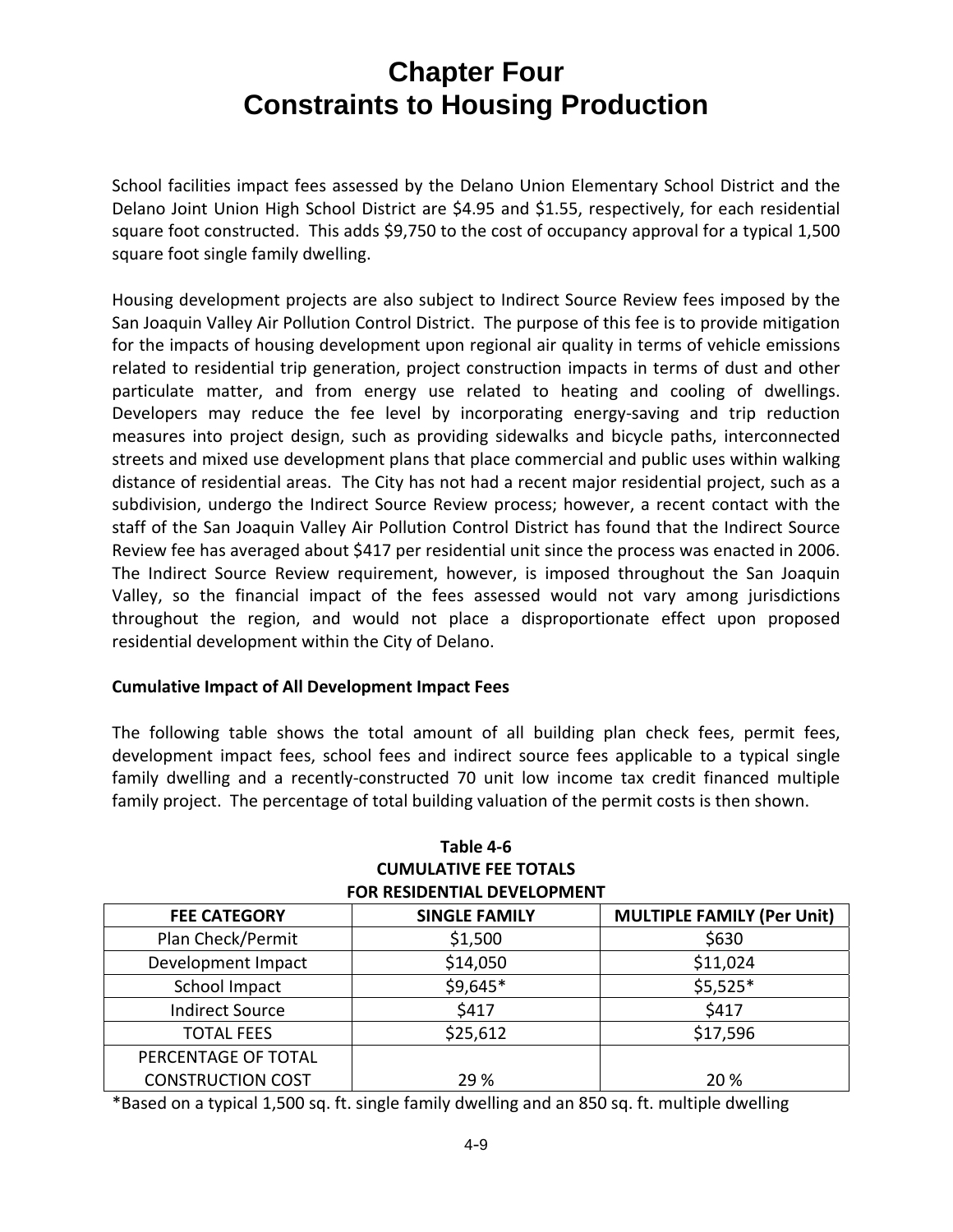# Chapter Four
# Constraints to Housing Production

School facilities impact fees assessed by the Delano Union Elementary School District and the Delano Joint Union High School District are $4.95 and $1.55, respectively, for each residential square foot constructed. This adds $9,750 to the cost of occupancy approval for a typical 1,500 square foot single family dwelling.

Housing development projects are also subject to Indirect Source Review fees imposed by the San Joaquin Valley Air Pollution Control District. The purpose of this fee is to provide mitigation for the impacts of housing development upon regional air quality in terms of vehicle emissions related to residential trip generation, project construction impacts in terms of dust and other particulate matter, and from energy use related to heating and cooling of dwellings. Developers may reduce the fee level by incorporating energy-saving and trip reduction measures into project design, such as providing sidewalks and bicycle paths, interconnected streets and mixed use development plans that place commercial and public uses within walking distance of residential areas. The City has not had a recent major residential project, such as a subdivision, undergo the Indirect Source Review process; however, a recent contact with the staff of the San Joaquin Valley Air Pollution Control District has found that the Indirect Source Review fee has averaged about $417 per residential unit since the process was enacted in 2006. The Indirect Source Review requirement, however, is imposed throughout the San Joaquin Valley, so the financial impact of the fees assessed would not vary among jurisdictions throughout the region, and would not place a disproportionate effect upon proposed residential development within the City of Delano.

**Cumulative Impact of All Development Impact Fees**

The following table shows the total amount of all building plan check fees, permit fees, development impact fees, school fees and indirect source fees applicable to a typical single family dwelling and a recently-constructed 70 unit low income tax credit financed multiple family project. The percentage of total building valuation of the permit costs is then shown.

**Table 4-6**
**CUMULATIVE FEE TOTALS**
**FOR RESIDENTIAL DEVELOPMENT**

| FEE CATEGORY | SINGLE FAMILY | MULTIPLE FAMILY (Per Unit) |
|---|---|---|
| Plan Check/Permit | $1,500 | $630 |
| Development Impact | $14,050 | $11,024 |
| School Impact | $9,645* | $5,525* |
| Indirect Source | $417 | $417 |
| TOTAL FEES | $25,612 | $17,596 |
| PERCENTAGE OF TOTAL CONSTRUCTION COST | 29 % | 20 % |

*Based on a typical 1,500 sq. ft. single family dwelling and an 850 sq. ft. multiple dwelling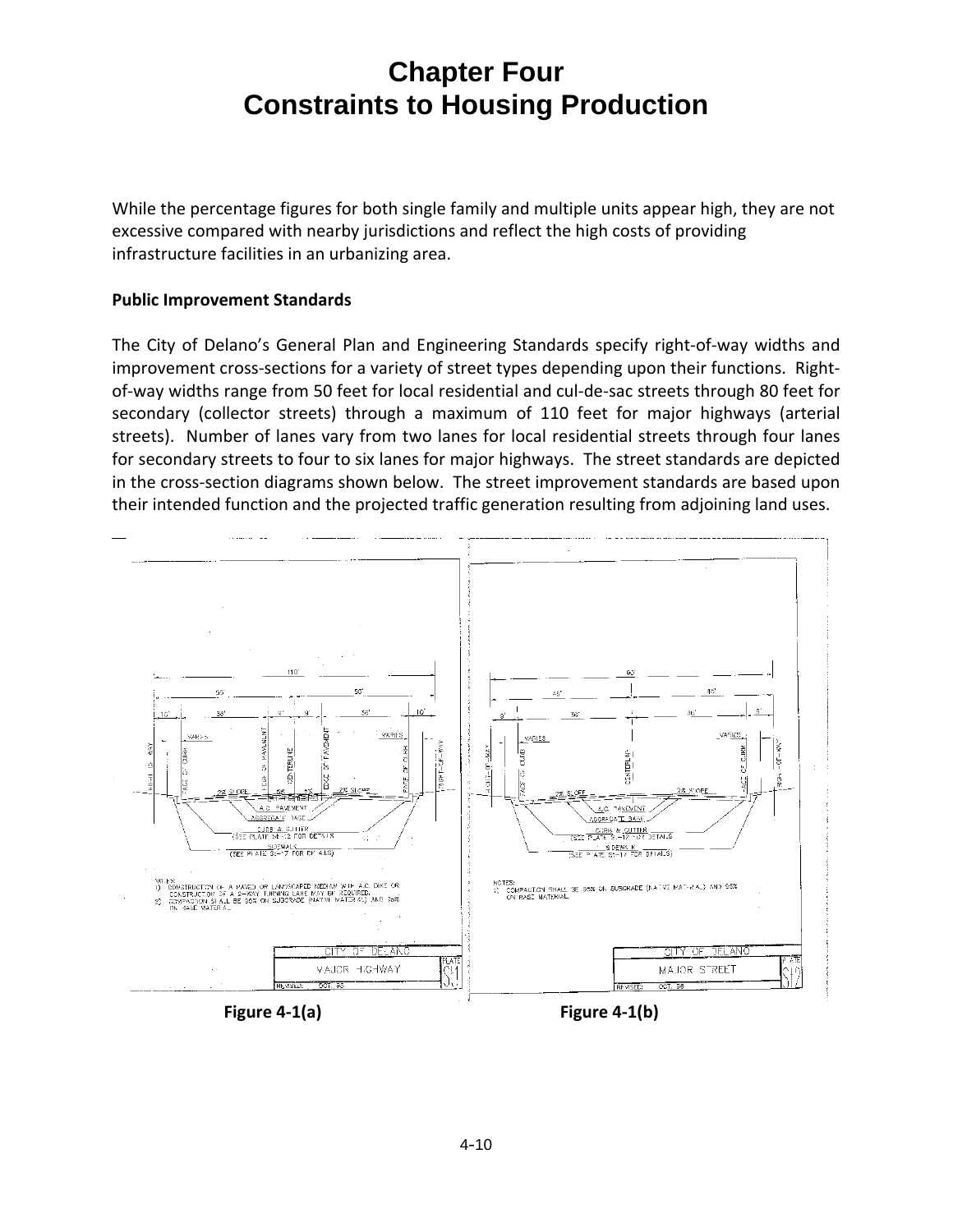# Chapter Four
# Constraints to Housing Production

While the percentage figures for both single family and multiple units appear high, they are not excessive compared with nearby jurisdictions and reflect the high costs of providing infrastructure facilities in an urbanizing area.

**Public Improvement Standards**

The City of Delano's General Plan and Engineering Standards specify right-of-way widths and improvement cross-sections for a variety of street types depending upon their functions. Right-of-way widths range from 50 feet for local residential and cul-de-sac streets through 80 feet for secondary (collector streets) through a maximum of 110 feet for major highways (arterial streets). Number of lanes vary from two lanes for local residential streets through four lanes for secondary streets to four to six lanes for major highways. The street standards are depicted in the cross-section diagrams shown below. The street improvement standards are based upon their intended function and the projected traffic generation resulting from adjoining land uses.

Figure 4-1(a)

Figure 4-1(b)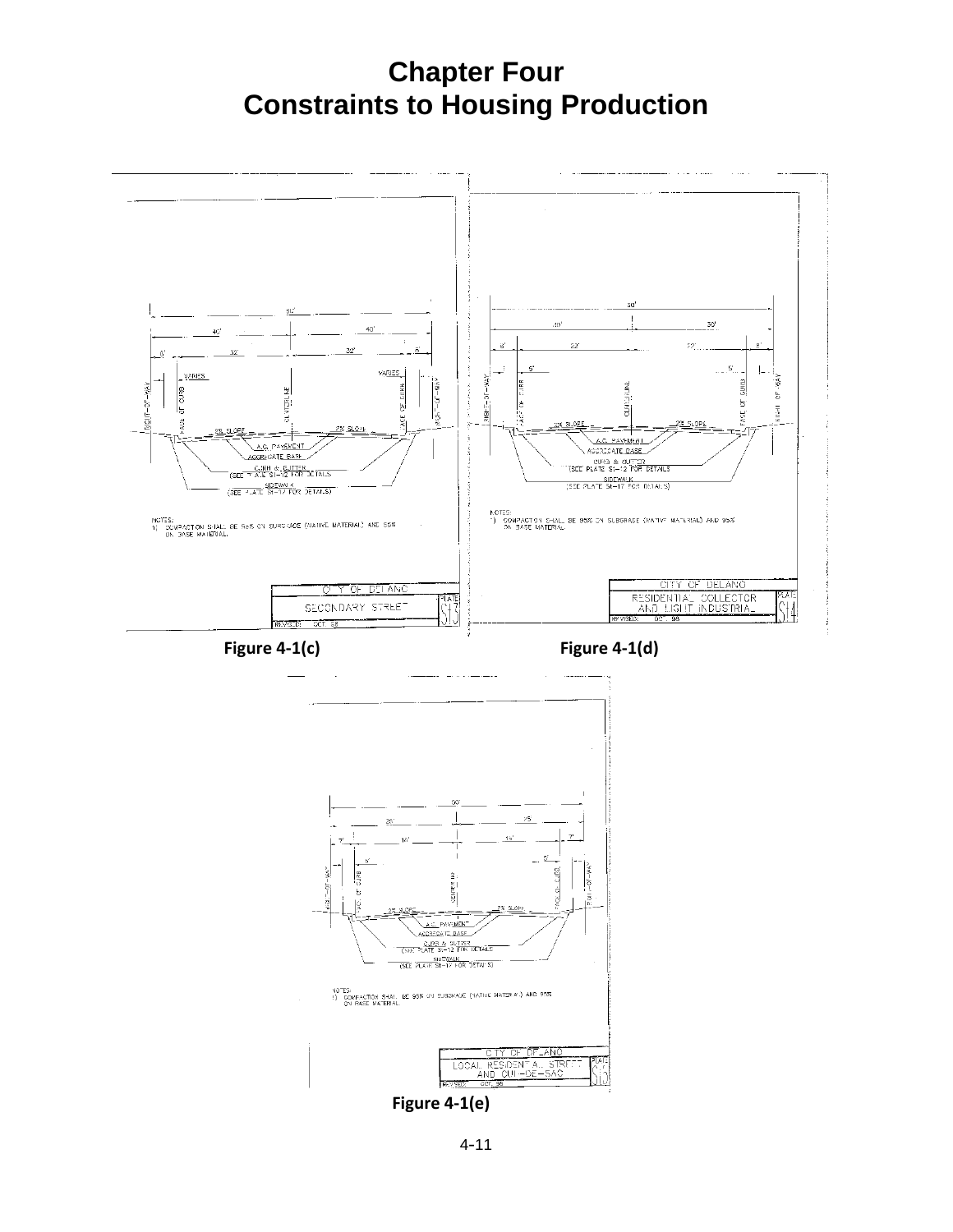# Chapter Four
# Constraints to Housing Production

Figure 4-1(c)

Figure 4-1(d)

Figure 4-1(e)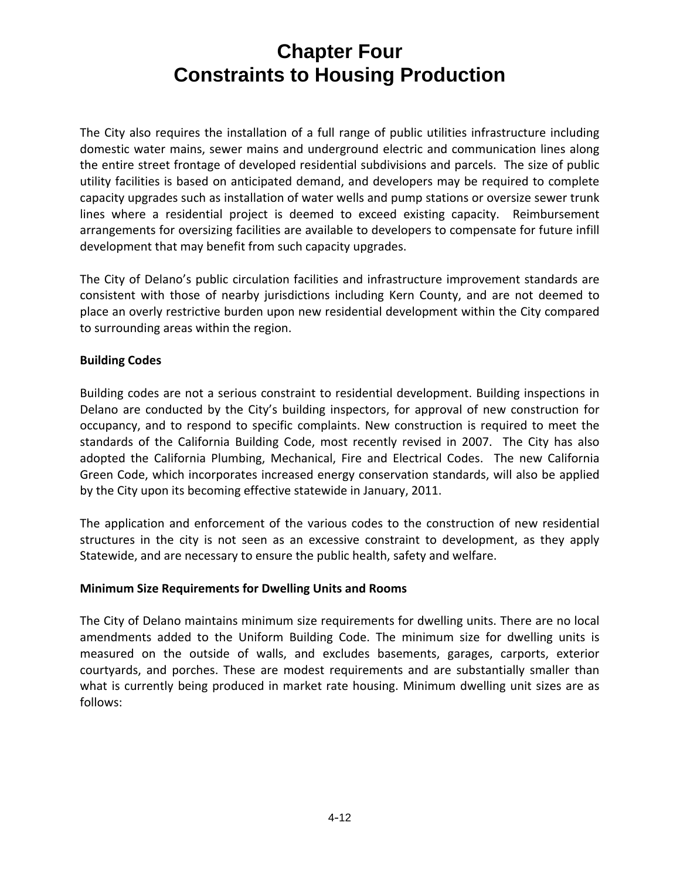# Chapter Four
# Constraints to Housing Production

The City also requires the installation of a full range of public utilities infrastructure including domestic water mains, sewer mains and underground electric and communication lines along the entire street frontage of developed residential subdivisions and parcels. The size of public utility facilities is based on anticipated demand, and developers may be required to complete capacity upgrades such as installation of water wells and pump stations or oversize sewer trunk lines where a residential project is deemed to exceed existing capacity. Reimbursement arrangements for oversizing facilities are available to developers to compensate for future infill development that may benefit from such capacity upgrades.

The City of Delano's public circulation facilities and infrastructure improvement standards are consistent with those of nearby jurisdictions including Kern County, and are not deemed to place an overly restrictive burden upon new residential development within the City compared to surrounding areas within the region.

**Building Codes**

Building codes are not a serious constraint to residential development. Building inspections in Delano are conducted by the City's building inspectors, for approval of new construction for occupancy, and to respond to specific complaints. New construction is required to meet the standards of the California Building Code, most recently revised in 2007. The City has also adopted the California Plumbing, Mechanical, Fire and Electrical Codes. The new California Green Code, which incorporates increased energy conservation standards, will also be applied by the City upon its becoming effective statewide in January, 2011.

The application and enforcement of the various codes to the construction of new residential structures in the city is not seen as an excessive constraint to development, as they apply Statewide, and are necessary to ensure the public health, safety and welfare.

**Minimum Size Requirements for Dwelling Units and Rooms**

The City of Delano maintains minimum size requirements for dwelling units. There are no local amendments added to the Uniform Building Code. The minimum size for dwelling units is measured on the outside of walls, and excludes basements, garages, carports, exterior courtyards, and porches. These are modest requirements and are substantially smaller than what is currently being produced in market rate housing. Minimum dwelling unit sizes are as follows: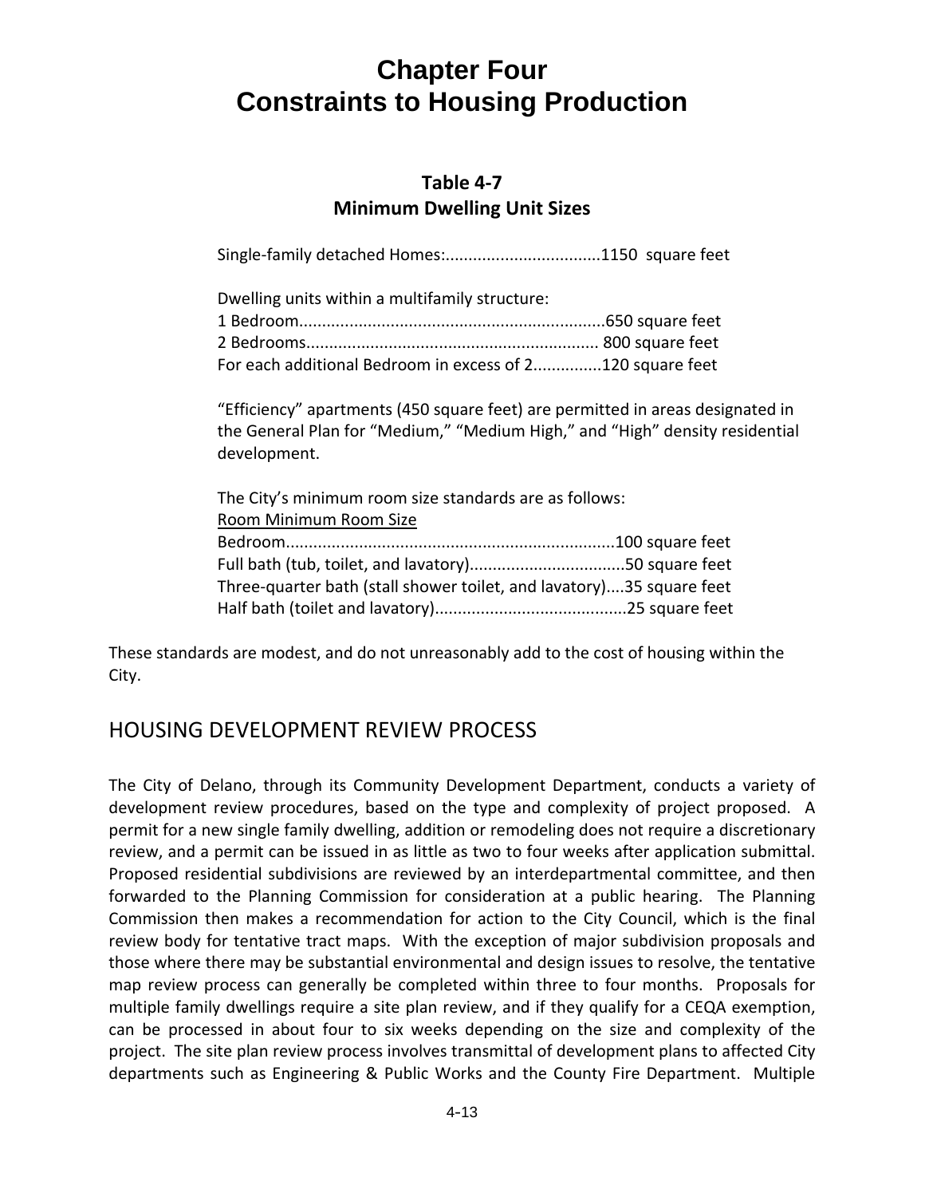# Chapter Four
# Constraints to Housing Production

**Table 4-7**
**Minimum Dwelling Unit Sizes**

Single-family detached Homes:..................................1150 square feet

Dwelling units within a multifamily structure:
1 Bedroom...................................................................650 square feet
2 Bedrooms............................................................... 800 square feet
For each additional Bedroom in excess of 2...............120 square feet

“Efficiency” apartments (450 square feet) are permitted in areas designated in the General Plan for “Medium,” “Medium High,” and “High” density residential development.

The City’s minimum room size standards are as follows:
Room Minimum Room Size
Bedroom.......................................................................100 square feet
Full bath (tub, toilet, and lavatory)..................................50 square feet
Three-quarter bath (stall shower toilet, and lavatory)....35 square feet
Half bath (toilet and lavatory)..........................................25 square feet

These standards are modest, and do not unreasonably add to the cost of housing within the City.

## HOUSING DEVELOPMENT REVIEW PROCESS

The City of Delano, through its Community Development Department, conducts a variety of development review procedures, based on the type and complexity of project proposed. A permit for a new single family dwelling, addition or remodeling does not require a discretionary review, and a permit can be issued in as little as two to four weeks after application submittal. Proposed residential subdivisions are reviewed by an interdepartmental committee, and then forwarded to the Planning Commission for consideration at a public hearing. The Planning Commission then makes a recommendation for action to the City Council, which is the final review body for tentative tract maps. With the exception of major subdivision proposals and those where there may be substantial environmental and design issues to resolve, the tentative map review process can generally be completed within three to four months. Proposals for multiple family dwellings require a site plan review, and if they qualify for a CEQA exemption, can be processed in about four to six weeks depending on the size and complexity of the project. The site plan review process involves transmittal of development plans to affected City departments such as Engineering & Public Works and the County Fire Department. Multiple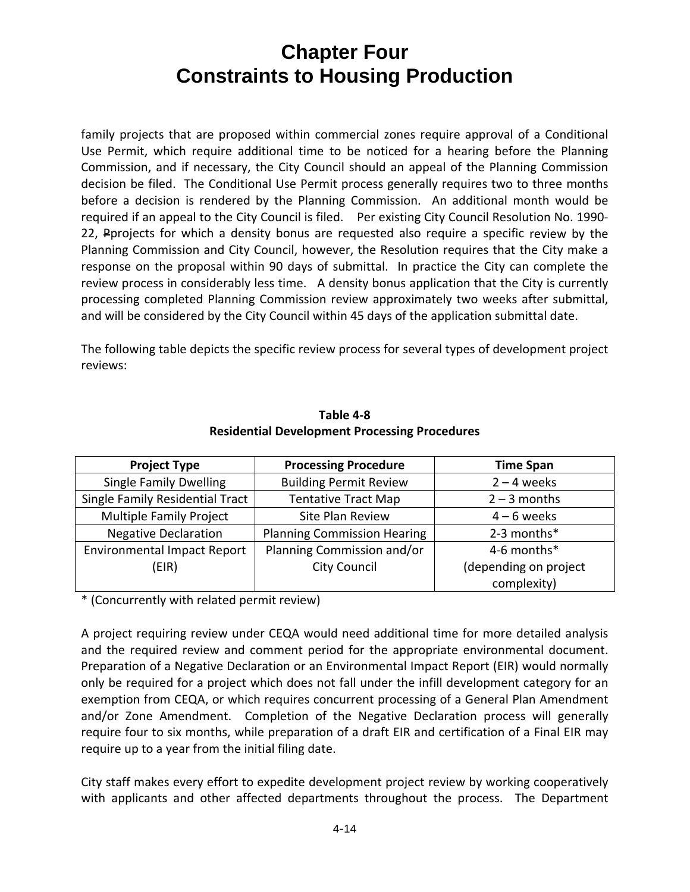# Chapter Four
# Constraints to Housing Production

family projects that are proposed within commercial zones require approval of a Conditional Use Permit, which require additional time to be noticed for a hearing before the Planning Commission, and if necessary, the City Council should an appeal of the Planning Commission decision be filed. The Conditional Use Permit process generally requires two to three months before a decision is rendered by the Planning Commission. An additional month would be required if an appeal to the City Council is filed. Per existing City Council Resolution No. 1990-22, ~~P~~projects for which a density bonus are requested also require a specific review by the Planning Commission and City Council, however, the Resolution requires that the City make a response on the proposal within 90 days of submittal. In practice the City can complete the review process in considerably less time. A density bonus application that the City is currently processing completed Planning Commission review approximately two weeks after submittal, and will be considered by the City Council within 45 days of the application submittal date.

The following table depicts the specific review process for several types of development project reviews:

**Table 4-8**
**Residential Development Processing Procedures**

| Project Type | Processing Procedure | Time Span |
|---|---|---|
| Single Family Dwelling | Building Permit Review | 2 – 4 weeks |
| Single Family Residential Tract | Tentative Tract Map | 2 – 3 months |
| Multiple Family Project | Site Plan Review | 4 – 6 weeks |
| Negative Declaration | Planning Commission Hearing | 2-3 months* |
| Environmental Impact Report (EIR) | Planning Commission and/or City Council | 4-6 months* (depending on project complexity) |

* (Concurrently with related permit review)

A project requiring review under CEQA would need additional time for more detailed analysis and the required review and comment period for the appropriate environmental document. Preparation of a Negative Declaration or an Environmental Impact Report (EIR) would normally only be required for a project which does not fall under the infill development category for an exemption from CEQA, or which requires concurrent processing of a General Plan Amendment and/or Zone Amendment. Completion of the Negative Declaration process will generally require four to six months, while preparation of a draft EIR and certification of a Final EIR may require up to a year from the initial filing date.

City staff makes every effort to expedite development project review by working cooperatively with applicants and other affected departments throughout the process. The Department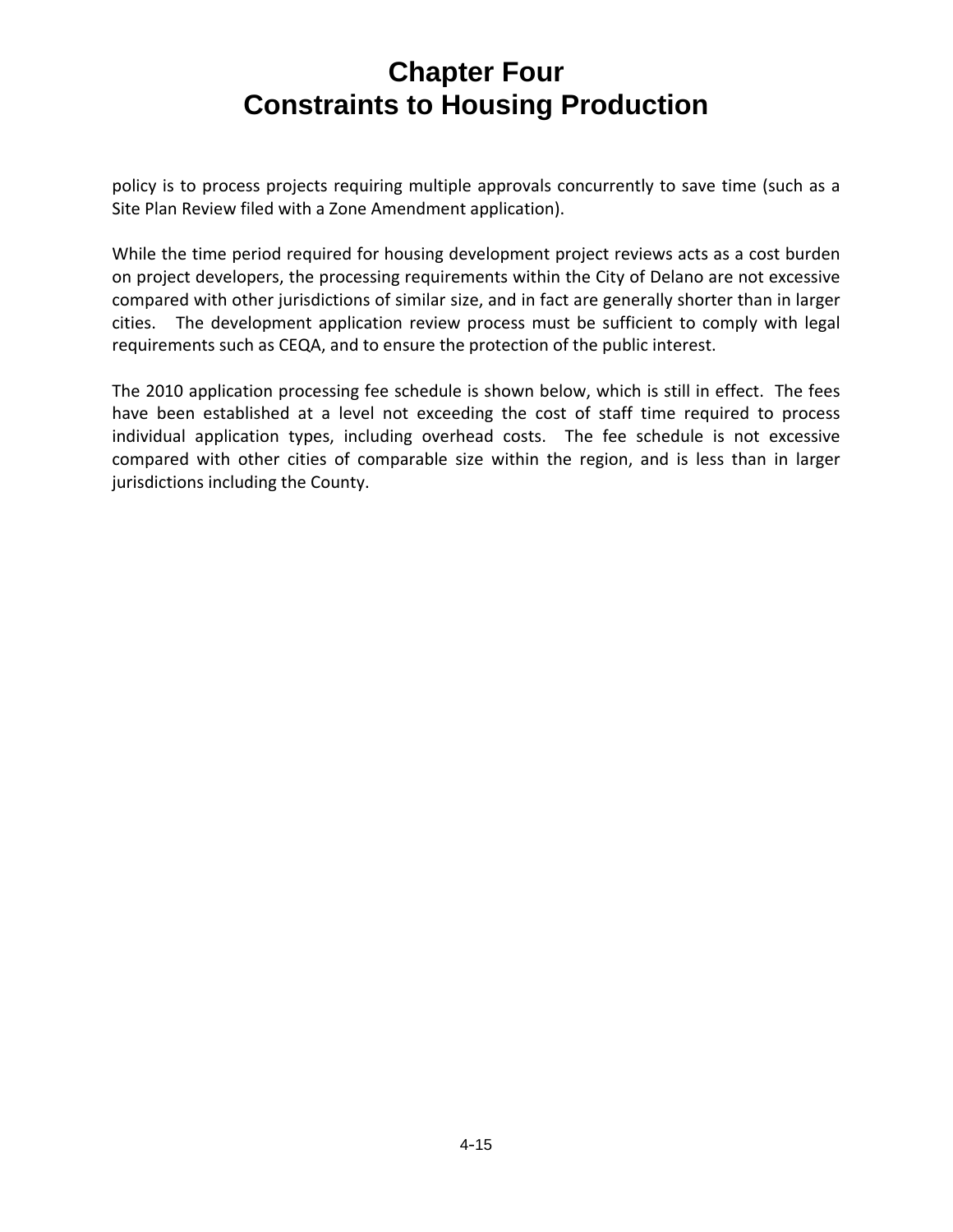policy is to process projects requiring multiple approvals concurrently to save time (such as a Site Plan Review filed with a Zone Amendment application).

While the time period required for housing development project reviews acts as a cost burden on project developers, the processing requirements within the City of Delano are not excessive compared with other jurisdictions of similar size, and in fact are generally shorter than in larger cities. The development application review process must be sufficient to comply with legal requirements such as CEQA, and to ensure the protection of the public interest.

The 2010 application processing fee schedule is shown below, which is still in effect. The fees have been established at a level not exceeding the cost of staff time required to process individual application types, including overhead costs. The fee schedule is not excessive compared with other cities of comparable size within the region, and is less than in larger jurisdictions including the County.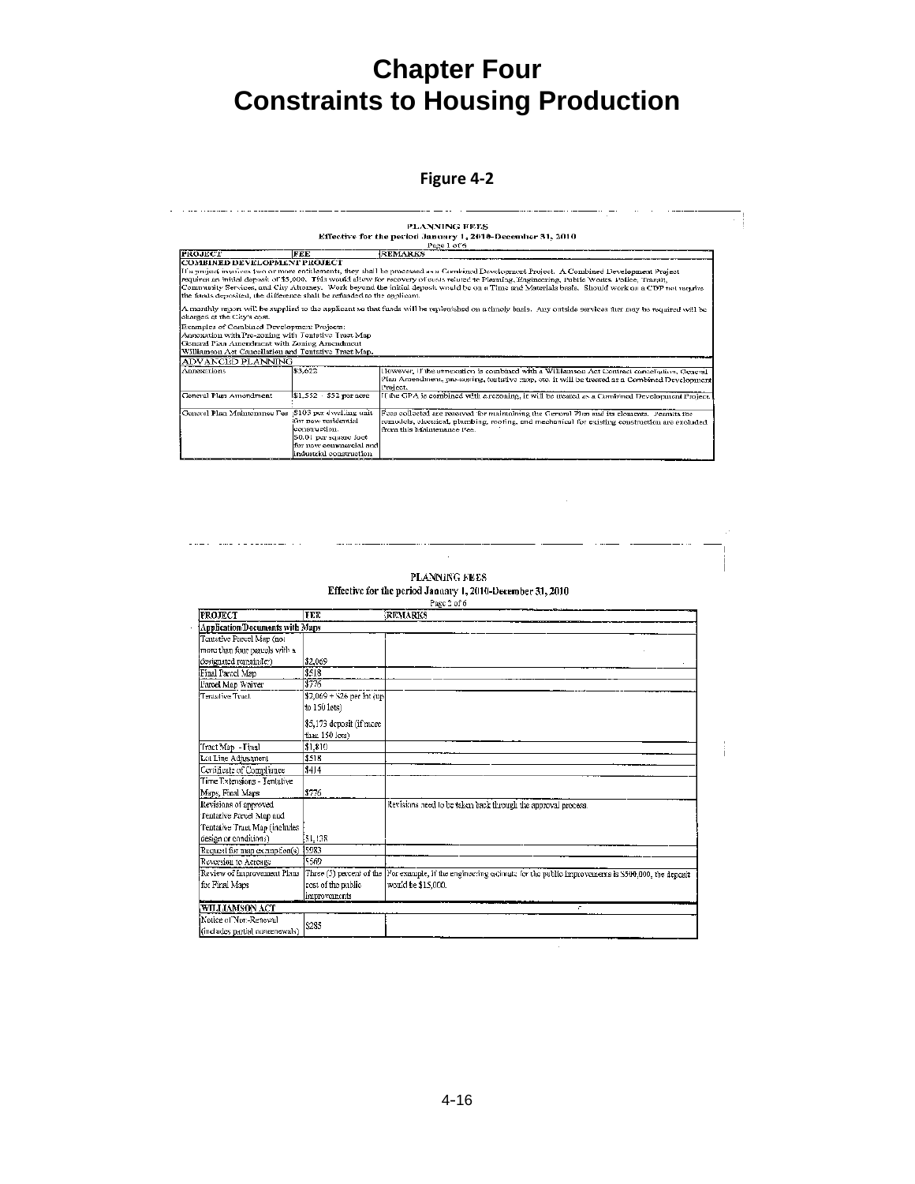# Chapter Four
# Constraints to Housing Production

**Figure 4-2**

PLANNING FEES
Effective for the period January 1, 2010-December 31, 2010
Page 1 of 6

| PROJECT | FEE | REMARKS |
|---|---|---|
| **COMBINED DEVELOPMENT PROJECT** | | |
| If a project involves two or more entitlements, they shall be processed as a Combined Development Project. A Combined Development Project requires an initial deposit of $5,000. This would allow for recovery of costs related to Planning, Engineering, Public Works, Police, Transit, Community Services, and City Attorney. Work beyond the initial deposit would be on a Time and Materials basis. Should work on a CDP not require the funds deposited, the difference shall be refunded to the applicant. | | |
| A monthly report will be supplied to the applicant so that funds will be replenished on a timely basis. Any outside services that may be required will be charged at the City's cost. | | |
| Examples of Combined Development Projects: Annexation with Pre-zoning with Tentative Tract Map; General Plan Amendment with Zoning Amendment; Williamson Act Cancellation and Tentative Tract Map. | | |
| **ADVANCED PLANNING** | | |
| Annexations | $3,622 | However, if the annexation is combined with a Williamson Act Contract cancellation, General Plan Amendment, pre-zoning, tentative map, etc. it will be treated as a Combined Development Project. |
| General Plan Amendment | $1,552 + $52 per acre | If the GPA is combined with a rezoning, it will be treated as a Combined Development Project. |
| General Plan Maintenance Fee | $103 per dwelling unit for new residential construction. $0.01 per square foot for new commercial and industrial construction | Fees collected are reserved for maintaining the General Plan and its elements. Permits for remodels, electrical, plumbing, roofing, and mechanical for existing construction are excluded from this Maintenance Fee. |

PLANNING FEES
Effective for the period January 1, 2010-December 31, 2010
Page 2 of 6

| PROJECT | FEE | REMARKS |
|---|---|---|
| **Application/Documents with Maps** | | |
| Tentative Parcel Map (not more than four parcels with a designated remainder) | $2,069 | |
| Final Parcel Map | $518 | |
| Parcel Map Waiver | $776 | |
| Tentative Tract | $2,069 + $26 per lot (up to 150 lots)<br>$5,173 deposit (if more than 150 lots) | |
| Tract Map - Final | $1,810 | |
| Lot Line Adjustment | $518 | |
| Certificate of Compliance | $414 | |
| Time Extensions - Tentative Maps, Final Maps | $776 | |
| Revisions of approved Tentative Parcel Map and Tentative Tract Map (includes design or conditions) | $1,138 | Revisions need to be taken back through the approval process. |
| Request for map exemption(s) | $983 | |
| Reversion to Acreage | $569 | |
| Review of Improvement Plans for Final Maps | Three (3) percent of the cost of the public improvements | For example, if the engineering estimate for the public improvements is $500,000, the deposit would be $15,000. |
| **WILLIAMSON ACT** | | |
| Notice of Non-Renewal (includes partial nonrenewals) | $285 | |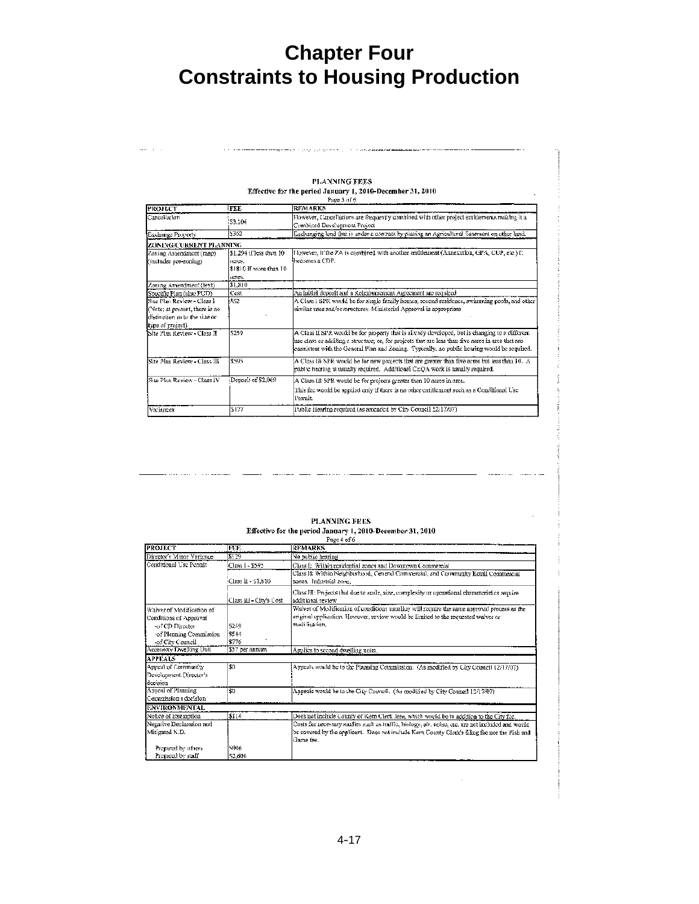# Chapter Four
# Constraints to Housing Production

**PLANNING FEES**
**Effective for the period January 1, 2010-December 31, 2010**
Page 3 of 6

| PROJECT | FEE | REMARKS |
|---|---|---|
| Cancellation | $3,104 | However, Cancellations are frequently combined with other project entitlements making it a Combined Development Project |
| Exchange Property | $362 | Exchanging land that is under a contract by placing an Agricultural Easement on other land. |
| **ZONING/CURRENT PLANNING** | | |
| Zoning Amendment (map) (includes pre-zoning) | $1,294 if less than 10 acres. $1810 if more than 10 acres. | However, if the ZA is combined with another entitlement (Annexation, GPA, CUP, etc.) it becomes a CDP. |
| Zoning Amendment (text) | $1,810 | |
| Specific Plan (also PUD) | Cost | An initial deposit and a Reimbursement Agreement are required |
| Site Plan Review - Class I (Note: at present, there is no distinction as to the size or type of project) | $52 | A Class I SPR would be for single family homes, second residence, swimming pools, and other similar uses and/or structures. Ministerial Approval is appropriate |
| Site Plan Review - Class II | $259 | A Class II SPR would be for property that is already developed, but is changing to a different use class or adding a structure; or, for projects that are less than five acres in area that are consistent with the General Plan and Zoning. Typically, no public hearing would be required. |
| Site Plan Review - Class III | $595 | A Class III SPR would be for new projects that are greater than five acres but less than 10. A public hearing is usually required. Additional CEQA work is usually required. |
| Site Plan Review - Class IV | Deposit of $2,069 | A Class III SPR would be for projects greater than 10 acres in area. This fee would be applied only if there is no other entitlement such as a Conditional Use Permit. |
| Variances | $177 | Public Hearing required (as amended by City Council 12/17/07) |

**PLANNING FEES**
**Effective for the period January 1, 2010-December 31, 2010**
Page 4 of 6

| PROJECT | FEE | REMARKS |
|---|---|---|
| Director's Minor Variance | $129 | No public hearing |
| Conditional Use Permit | Class I - $595 | Class I: Within residential zones and Downtown Commercial |
| | Class II - $1,810 | Class II: Within Neighborhood, General Commercial, and Community Retail Commercial zones. Industrial zone. |
| | Class III - City's Cost | Class III: Projects that due to scale, size, complexity or operational characteristics require additional review |
| Waiver of Modification of Conditions of Approval -of CD Director -of Planning Commission -of City Council | $259 $544 $776 | Waiver of Modification of conditions usually will require the same approval process as the original application. However, review would be limited to the requested waiver or modification. |
| Accessory Dwelling Unit | $57 per annum | Applies to second dwelling units. |
| **APPEALS** | | |
| Appeal of Community Development Director's decision | $0 | Appeals would be to the Planning Commission. (As modified by City Council 12/17/07) |
| Appeal of Planning Commission's decision | $0 | Appeals would be to the City Council. (As modified by City Council 12/17/07) |
| **ENVIRONMENTAL** | | |
| Notice of Exemption | $114 | Does not include County of Kern Clerk fees, which would be in addition to the City fee. |
| Negative Declaration and Mitigated N.D. | | Costs for necessary studies such as traffic, biology, air, noise, etc. are not included and would be covered by the applicant. Does not include Kern County Clerk's filing fee nor the Fish and Game fee. |
| Prepared by others | $906 | |
| Prepared by staff | $2,694 | |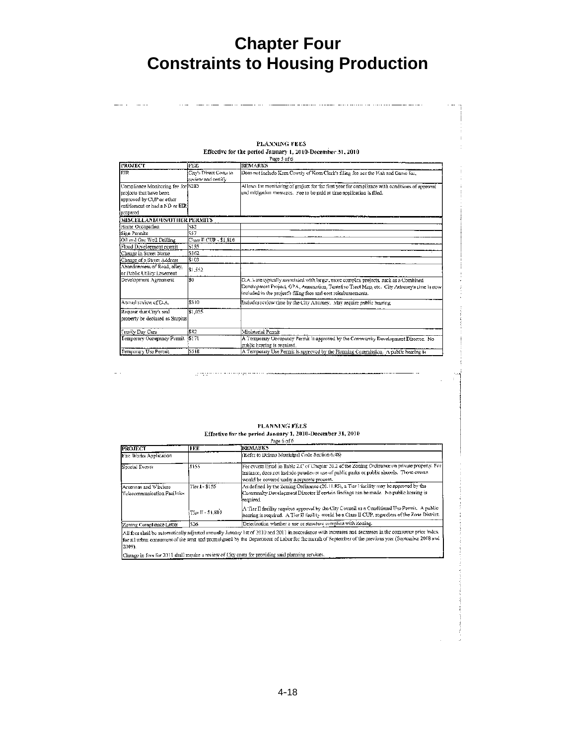# Chapter Four
# Constraints to Housing Production

**PLANNING FEES**
**Effective for the period January 1, 2010-December 31, 2010**
Page 5 of 6

| PROJECT | FEE | REMARKS |
|---|---|---|
| EIR | City's Direct Costs to review and certify | Does not include Kern County of Kern Clerk's filing fee nor the Fish and Game fee. |
| Compliance Monitoring fee for projects that have been approved by CUP or other entitlement or had a ND or EIR prepared | $285 | Allows for monitoring of project for the first year for compliance with conditions of approval and mitigation measures. Fee to be paid at time application is filed. |
| **MISCELLANEOUS/OTHER PERMITS** | | |
| Home Occupation | $82 | |
| Sign Permits | $57 | |
| Oil and Gas Well Drilling | Class II CUP - $1,810 | |
| Flood Development permit | $155 | |
| Change in Street Name | $362 | |
| Change of a Street Address | $103 | |
| Abandonment of Road, alley, or Public Utility Easement | $1,552 | |
| Development Agreement | $0 | D.A.'s are typically associated with larger, more complex projects, such as a Combined Development Project, GPA, Annexation, Tentative Tract Map, etc. City Attorney's time is now included in the project's filing fees and cost reimbursements. |
| Annual review of D.A. | $310 | Includes review time by the City Attorney. May require public hearing. |
| Request that City's real property be declared as Surplus | $1,035 | |
| Family Day Care | $82 | Ministerial Permit |
| Temporary Occupancy Permit | $171 | A Temporary Occupancy Permit is approved by the Community Development Director. No public hearing is required. |
| Temporary Use Permit | $518 | A Temporary Use Permit is approved by the Planning Commission. A public hearing is |

**PLANNING FEES**
**Effective for the period January 1, 2010-December 31, 2010**
Page 6 of 6

| PROJECT | FEE | REMARKS |
|---|---|---|
| Fire Works Application | | (Refer to Delano Municipal Code Section 6.48) |
| Special Events | $155 | For events listed in Table 2C of Chapter 20.2 of the Zoning Ordinance on private property. For instance, does not include parades or use of public parks or public schools. Those events would be covered under a separate process. |
| Antennas and Wireless Telecommunication Facilities | Tier I - $155 | As defined by the Zoning Ordinance (20.11.85), a Tier I facility may be approved by the Community Development Director if certain findings can be made. No public hearing is required. |
| | Tier II - $1,810 | A Tier II facility requires approval by the City Council as a Conditional Use Permit. A public hearing is required. A Tier II facility would be a Class II CUP, regardless of the Zone District. |
| Zoning Compliance Letter | $26 | Determination whether a use or structure complies with Zoning. |

All fees shall be automatically adjusted annually January 1st of 2010 and 2011 in accordance with increases and decreases in the consumer price index for all urban consumers of the west and promulgated by the Department of Labor for the month of September of the previous year (September 2008 and 2009).

Change in fees for 2011 shall require a review of City costs for providing said planning services.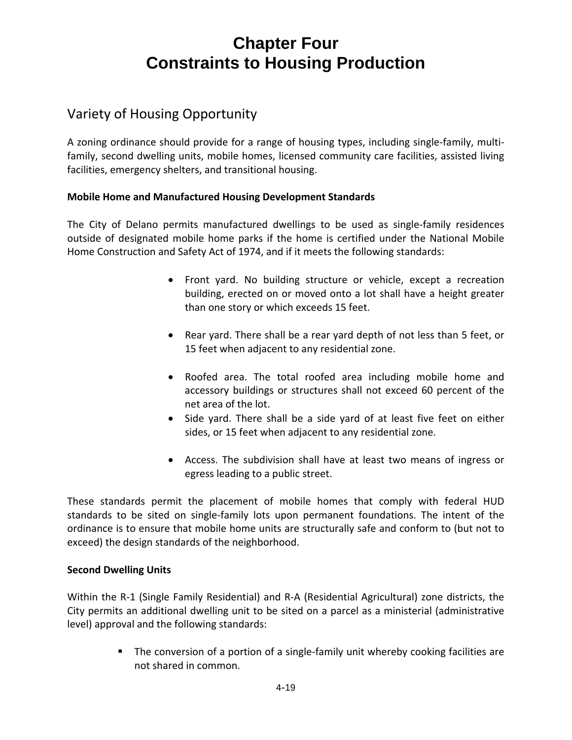# Chapter Four
# Constraints to Housing Production

## Variety of Housing Opportunity

A zoning ordinance should provide for a range of housing types, including single-family, multi-family, second dwelling units, mobile homes, licensed community care facilities, assisted living facilities, emergency shelters, and transitional housing.

**Mobile Home and Manufactured Housing Development Standards**

The City of Delano permits manufactured dwellings to be used as single-family residences outside of designated mobile home parks if the home is certified under the National Mobile Home Construction and Safety Act of 1974, and if it meets the following standards:

- Front yard. No building structure or vehicle, except a recreation building, erected on or moved onto a lot shall have a height greater than one story or which exceeds 15 feet.
- Rear yard. There shall be a rear yard depth of not less than 5 feet, or 15 feet when adjacent to any residential zone.
- Roofed area. The total roofed area including mobile home and accessory buildings or structures shall not exceed 60 percent of the net area of the lot.
- Side yard. There shall be a side yard of at least five feet on either sides, or 15 feet when adjacent to any residential zone.
- Access. The subdivision shall have at least two means of ingress or egress leading to a public street.

These standards permit the placement of mobile homes that comply with federal HUD standards to be sited on single-family lots upon permanent foundations. The intent of the ordinance is to ensure that mobile home units are structurally safe and conform to (but not to exceed) the design standards of the neighborhood.

**Second Dwelling Units**

Within the R-1 (Single Family Residential) and R-A (Residential Agricultural) zone districts, the City permits an additional dwelling unit to be sited on a parcel as a ministerial (administrative level) approval and the following standards:

- The conversion of a portion of a single-family unit whereby cooking facilities are not shared in common.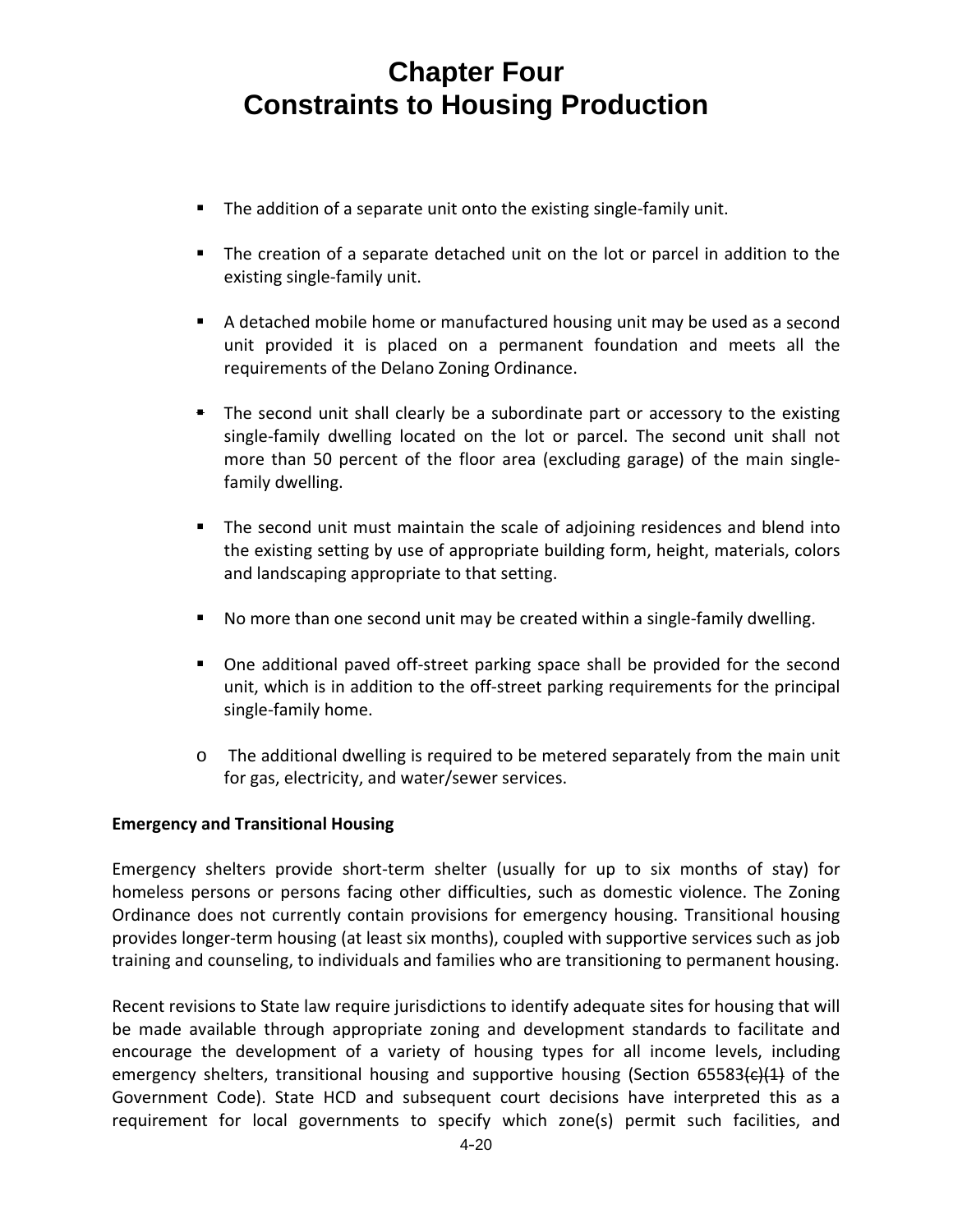# Chapter Four
# Constraints to Housing Production

- The addition of a separate unit onto the existing single-family unit.
- The creation of a separate detached unit on the lot or parcel in addition to the existing single-family unit.
- A detached mobile home or manufactured housing unit may be used as a second unit provided it is placed on a permanent foundation and meets all the requirements of the Delano Zoning Ordinance.
- The second unit shall clearly be a subordinate part or accessory to the existing single-family dwelling located on the lot or parcel. The second unit shall not more than 50 percent of the floor area (excluding garage) of the main single-family dwelling.
- The second unit must maintain the scale of adjoining residences and blend into the existing setting by use of appropriate building form, height, materials, colors and landscaping appropriate to that setting.
- No more than one second unit may be created within a single-family dwelling.
- One additional paved off-street parking space shall be provided for the second unit, which is in addition to the off-street parking requirements for the principal single-family home.
- The additional dwelling is required to be metered separately from the main unit for gas, electricity, and water/sewer services.

**Emergency and Transitional Housing**

Emergency shelters provide short-term shelter (usually for up to six months of stay) for homeless persons or persons facing other difficulties, such as domestic violence. The Zoning Ordinance does not currently contain provisions for emergency housing. Transitional housing provides longer-term housing (at least six months), coupled with supportive services such as job training and counseling, to individuals and families who are transitioning to permanent housing.

Recent revisions to State law require jurisdictions to identify adequate sites for housing that will be made available through appropriate zoning and development standards to facilitate and encourage the development of a variety of housing types for all income levels, including emergency shelters, transitional housing and supportive housing (Section 65583~~(c)(1)~~ of the Government Code). State HCD and subsequent court decisions have interpreted this as a requirement for local governments to specify which zone(s) permit such facilities, and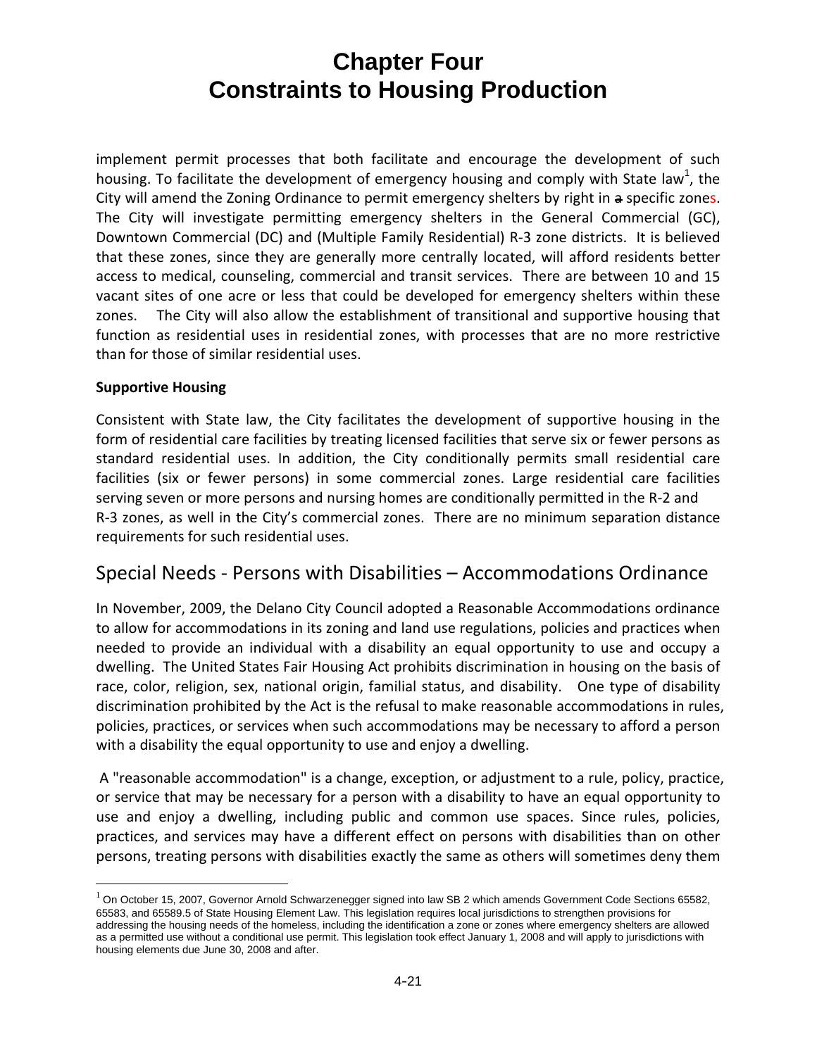implement permit processes that both facilitate and encourage the development of such housing. To facilitate the development of emergency housing and comply with State law[1], the City will amend the Zoning Ordinance to permit emergency shelters by right in a specific zones. The City will investigate permitting emergency shelters in the General Commercial (GC), Downtown Commercial (DC) and (Multiple Family Residential) R-3 zone districts. It is believed that these zones, since they are generally more centrally located, will afford residents better access to medical, counseling, commercial and transit services. There are between 10 and 15 vacant sites of one acre or less that could be developed for emergency shelters within these zones. The City will also allow the establishment of transitional and supportive housing that function as residential uses in residential zones, with processes that are no more restrictive than for those of similar residential uses.

**Supportive Housing**

Consistent with State law, the City facilitates the development of supportive housing in the form of residential care facilities by treating licensed facilities that serve six or fewer persons as standard residential uses. In addition, the City conditionally permits small residential care facilities (six or fewer persons) in some commercial zones. Large residential care facilities serving seven or more persons and nursing homes are conditionally permitted in the R-2 and R-3 zones, as well in the City's commercial zones. There are no minimum separation distance requirements for such residential uses.

## Special Needs - Persons with Disabilities – Accommodations Ordinance

In November, 2009, the Delano City Council adopted a Reasonable Accommodations ordinance to allow for accommodations in its zoning and land use regulations, policies and practices when needed to provide an individual with a disability an equal opportunity to use and occupy a dwelling. The United States Fair Housing Act prohibits discrimination in housing on the basis of race, color, religion, sex, national origin, familial status, and disability. One type of disability discrimination prohibited by the Act is the refusal to make reasonable accommodations in rules, policies, practices, or services when such accommodations may be necessary to afford a person with a disability the equal opportunity to use and enjoy a dwelling.

A "reasonable accommodation" is a change, exception, or adjustment to a rule, policy, practice, or service that may be necessary for a person with a disability to have an equal opportunity to use and enjoy a dwelling, including public and common use spaces. Since rules, policies, practices, and services may have a different effect on persons with disabilities than on other persons, treating persons with disabilities exactly the same as others will sometimes deny them

---

[1] On October 15, 2007, Governor Arnold Schwarzenegger signed into law SB 2 which amends Government Code Sections 65582, 65583, and 65589.5 of State Housing Element Law. This legislation requires local jurisdictions to strengthen provisions for addressing the housing needs of the homeless, including the identification a zone or zones where emergency shelters are allowed as a permitted use without a conditional use permit. This legislation took effect January 1, 2008 and will apply to jurisdictions with housing elements due June 30, 2008 and after.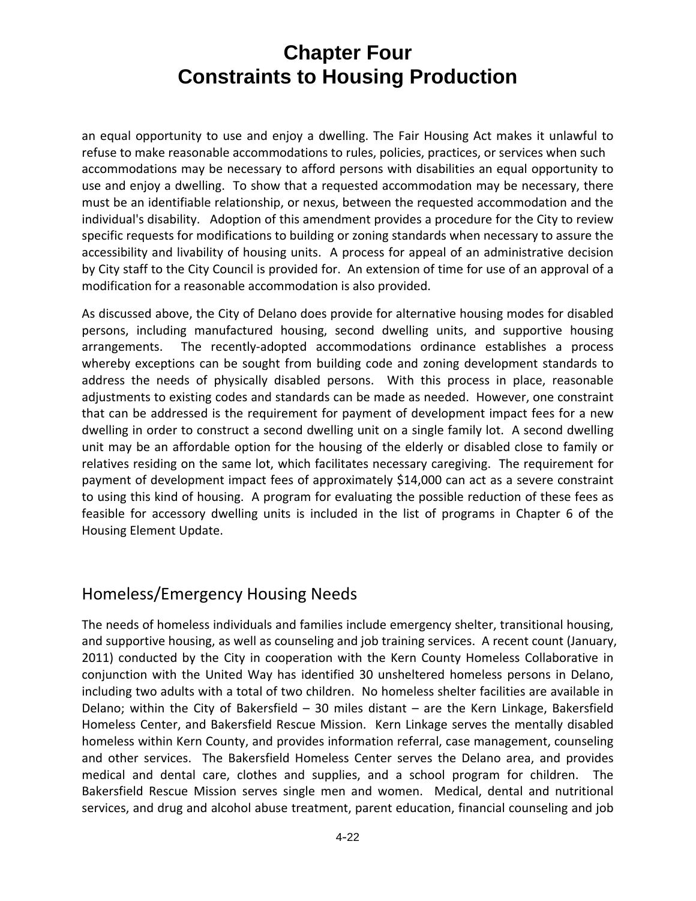an equal opportunity to use and enjoy a dwelling. The Fair Housing Act makes it unlawful to refuse to make reasonable accommodations to rules, policies, practices, or services when such accommodations may be necessary to afford persons with disabilities an equal opportunity to use and enjoy a dwelling. To show that a requested accommodation may be necessary, there must be an identifiable relationship, or nexus, between the requested accommodation and the individual's disability. Adoption of this amendment provides a procedure for the City to review specific requests for modifications to building or zoning standards when necessary to assure the accessibility and livability of housing units. A process for appeal of an administrative decision by City staff to the City Council is provided for. An extension of time for use of an approval of a modification for a reasonable accommodation is also provided.

As discussed above, the City of Delano does provide for alternative housing modes for disabled persons, including manufactured housing, second dwelling units, and supportive housing arrangements. The recently-adopted accommodations ordinance establishes a process whereby exceptions can be sought from building code and zoning development standards to address the needs of physically disabled persons. With this process in place, reasonable adjustments to existing codes and standards can be made as needed. However, one constraint that can be addressed is the requirement for payment of development impact fees for a new dwelling in order to construct a second dwelling unit on a single family lot. A second dwelling unit may be an affordable option for the housing of the elderly or disabled close to family or relatives residing on the same lot, which facilitates necessary caregiving. The requirement for payment of development impact fees of approximately $14,000 can act as a severe constraint to using this kind of housing. A program for evaluating the possible reduction of these fees as feasible for accessory dwelling units is included in the list of programs in Chapter 6 of the Housing Element Update.

## Homeless/Emergency Housing Needs

The needs of homeless individuals and families include emergency shelter, transitional housing, and supportive housing, as well as counseling and job training services. A recent count (January, 2011) conducted by the City in cooperation with the Kern County Homeless Collaborative in conjunction with the United Way has identified 30 unsheltered homeless persons in Delano, including two adults with a total of two children. No homeless shelter facilities are available in Delano; within the City of Bakersfield – 30 miles distant – are the Kern Linkage, Bakersfield Homeless Center, and Bakersfield Rescue Mission. Kern Linkage serves the mentally disabled homeless within Kern County, and provides information referral, case management, counseling and other services. The Bakersfield Homeless Center serves the Delano area, and provides medical and dental care, clothes and supplies, and a school program for children. The Bakersfield Rescue Mission serves single men and women. Medical, dental and nutritional services, and drug and alcohol abuse treatment, parent education, financial counseling and job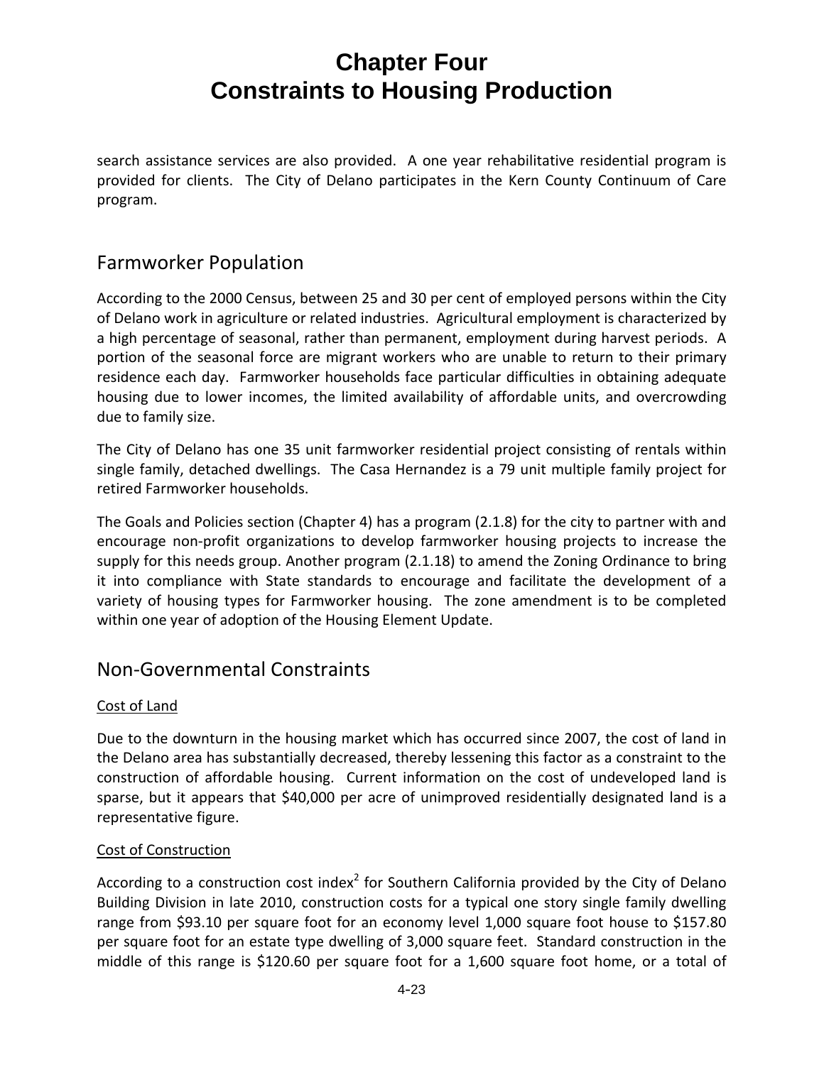search assistance services are also provided. A one year rehabilitative residential program is provided for clients. The City of Delano participates in the Kern County Continuum of Care program.

## Farmworker Population

According to the 2000 Census, between 25 and 30 per cent of employed persons within the City of Delano work in agriculture or related industries. Agricultural employment is characterized by a high percentage of seasonal, rather than permanent, employment during harvest periods. A portion of the seasonal force are migrant workers who are unable to return to their primary residence each day. Farmworker households face particular difficulties in obtaining adequate housing due to lower incomes, the limited availability of affordable units, and overcrowding due to family size.

The City of Delano has one 35 unit farmworker residential project consisting of rentals within single family, detached dwellings. The Casa Hernandez is a 79 unit multiple family project for retired Farmworker households.

The Goals and Policies section (Chapter 4) has a program (2.1.8) for the city to partner with and encourage non-profit organizations to develop farmworker housing projects to increase the supply for this needs group. Another program (2.1.18) to amend the Zoning Ordinance to bring it into compliance with State standards to encourage and facilitate the development of a variety of housing types for Farmworker housing. The zone amendment is to be completed within one year of adoption of the Housing Element Update.

## Non-Governmental Constraints

### Cost of Land

Due to the downturn in the housing market which has occurred since 2007, the cost of land in the Delano area has substantially decreased, thereby lessening this factor as a constraint to the construction of affordable housing. Current information on the cost of undeveloped land is sparse, but it appears that $40,000 per acre of unimproved residentially designated land is a representative figure.

### Cost of Construction

According to a construction cost index[2] for Southern California provided by the City of Delano Building Division in late 2010, construction costs for a typical one story single family dwelling range from $93.10 per square foot for an economy level 1,000 square foot house to $157.80 per square foot for an estate type dwelling of 3,000 square feet. Standard construction in the middle of this range is $120.60 per square foot for a 1,600 square foot home, or a total of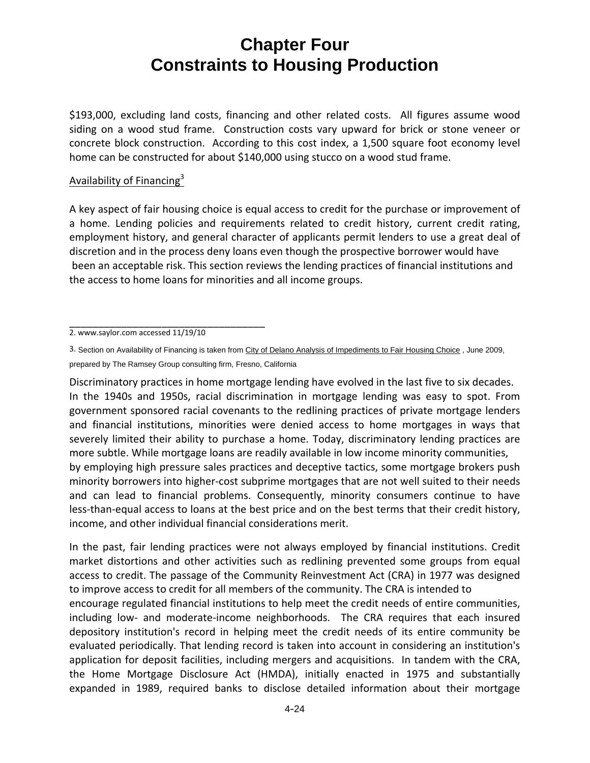# Chapter Four
# Constraints to Housing Production

$193,000, excluding land costs, financing and other related costs. All figures assume wood siding on a wood stud frame. Construction costs vary upward for brick or stone veneer or concrete block construction. According to this cost index, a 1,500 square foot economy level home can be constructed for about $140,000 using stucco on a wood stud frame.

Availability of Financing[3]

A key aspect of fair housing choice is equal access to credit for the purchase or improvement of a home. Lending policies and requirements related to credit history, current credit rating, employment history, and general character of applicants permit lenders to use a great deal of discretion and in the process deny loans even though the prospective borrower would have been an acceptable risk. This section reviews the lending practices of financial institutions and the access to home loans for minorities and all income groups.

2. www.saylor.com accessed 11/19/10

3. Section on Availability of Financing is taken from City of Delano Analysis of Impediments to Fair Housing Choice , June 2009, prepared by The Ramsey Group consulting firm, Fresno, California

Discriminatory practices in home mortgage lending have evolved in the last five to six decades. In the 1940s and 1950s, racial discrimination in mortgage lending was easy to spot. From government sponsored racial covenants to the redlining practices of private mortgage lenders and financial institutions, minorities were denied access to home mortgages in ways that severely limited their ability to purchase a home. Today, discriminatory lending practices are more subtle. While mortgage loans are readily available in low income minority communities, by employing high pressure sales practices and deceptive tactics, some mortgage brokers push minority borrowers into higher-cost subprime mortgages that are not well suited to their needs and can lead to financial problems. Consequently, minority consumers continue to have less-than-equal access to loans at the best price and on the best terms that their credit history, income, and other individual financial considerations merit.

In the past, fair lending practices were not always employed by financial institutions. Credit market distortions and other activities such as redlining prevented some groups from equal access to credit. The passage of the Community Reinvestment Act (CRA) in 1977 was designed to improve access to credit for all members of the community. The CRA is intended to encourage regulated financial institutions to help meet the credit needs of entire communities, including low- and moderate-income neighborhoods. The CRA requires that each insured depository institution's record in helping meet the credit needs of its entire community be evaluated periodically. That lending record is taken into account in considering an institution's application for deposit facilities, including mergers and acquisitions. In tandem with the CRA, the Home Mortgage Disclosure Act (HMDA), initially enacted in 1975 and substantially expanded in 1989, required banks to disclose detailed information about their mortgage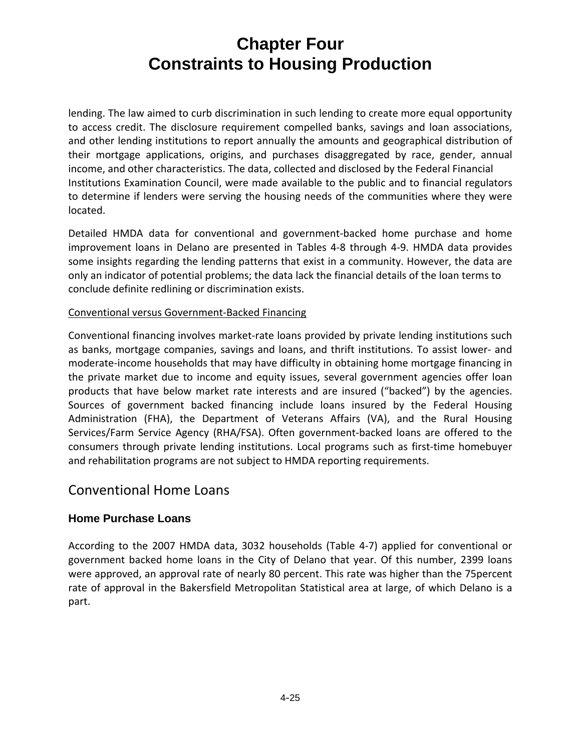lending. The law aimed to curb discrimination in such lending to create more equal opportunity to access credit. The disclosure requirement compelled banks, savings and loan associations, and other lending institutions to report annually the amounts and geographical distribution of their mortgage applications, origins, and purchases disaggregated by race, gender, annual income, and other characteristics. The data, collected and disclosed by the Federal Financial Institutions Examination Council, were made available to the public and to financial regulators to determine if lenders were serving the housing needs of the communities where they were located.

Detailed HMDA data for conventional and government-backed home purchase and home improvement loans in Delano are presented in Tables 4-8 through 4-9. HMDA data provides some insights regarding the lending patterns that exist in a community. However, the data are only an indicator of potential problems; the data lack the financial details of the loan terms to conclude definite redlining or discrimination exists.

Conventional versus Government-Backed Financing

Conventional financing involves market-rate loans provided by private lending institutions such as banks, mortgage companies, savings and loans, and thrift institutions. To assist lower- and moderate-income households that may have difficulty in obtaining home mortgage financing in the private market due to income and equity issues, several government agencies offer loan products that have below market rate interests and are insured ("backed") by the agencies. Sources of government backed financing include loans insured by the Federal Housing Administration (FHA), the Department of Veterans Affairs (VA), and the Rural Housing Services/Farm Service Agency (RHA/FSA). Often government-backed loans are offered to the consumers through private lending institutions. Local programs such as first-time homebuyer and rehabilitation programs are not subject to HMDA reporting requirements.

## Conventional Home Loans

### Home Purchase Loans

According to the 2007 HMDA data, 3032 households (Table 4-7) applied for conventional or government backed home loans in the City of Delano that year. Of this number, 2399 loans were approved, an approval rate of nearly 80 percent. This rate was higher than the 75percent rate of approval in the Bakersfield Metropolitan Statistical area at large, of which Delano is a part.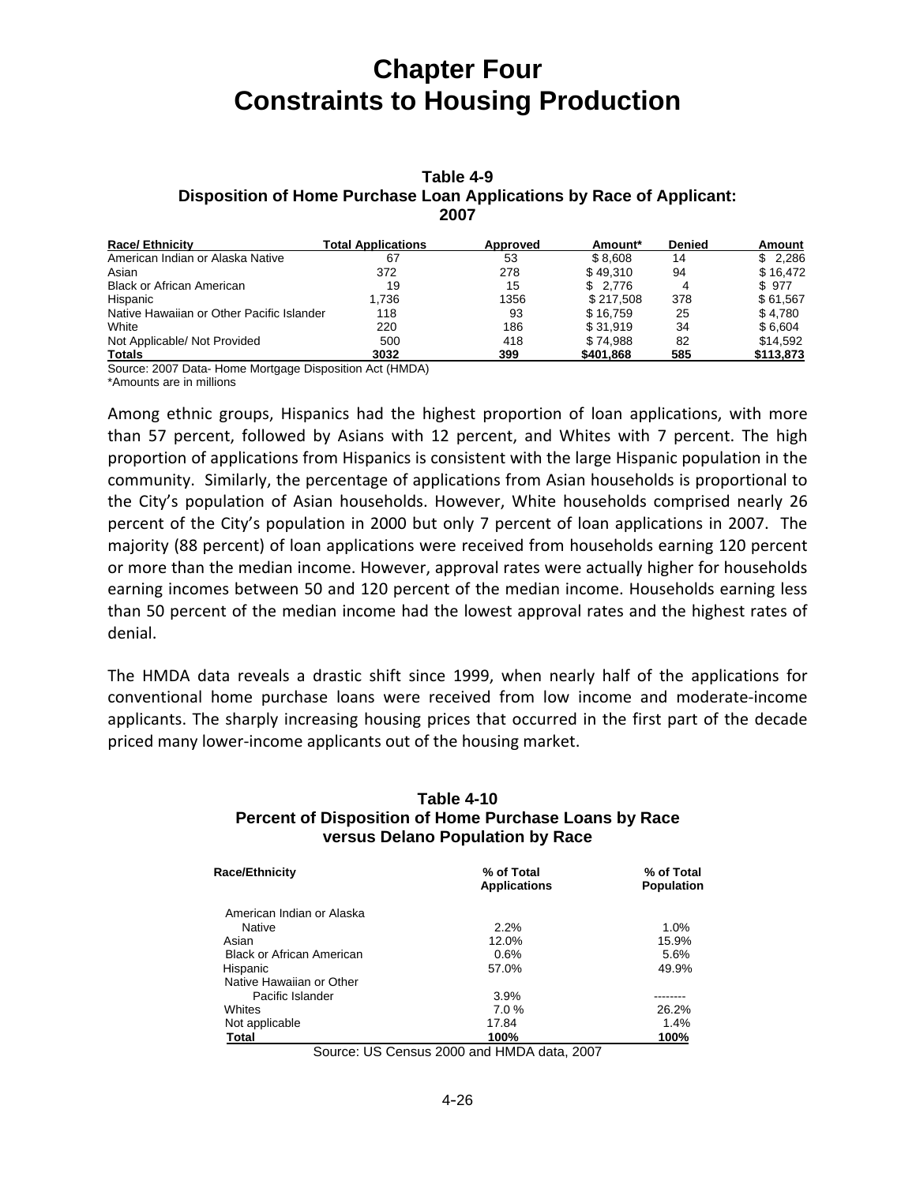# Chapter Four
# Constraints to Housing Production

**Table 4-9**
**Disposition of Home Purchase Loan Applications by Race of Applicant: 2007**

| Race/ Ethnicity | Total Applications | Approved | Amount* | Denied | Amount |
|---|---|---|---|---|---|
| American Indian or Alaska Native | 67 | 53 | $ 8,608 | 14 | $ 2,286 |
| Asian | 372 | 278 | $ 49,310 | 94 | $ 16,472 |
| Black or African American | 19 | 15 | $ 2,776 | 4 | $ 977 |
| Hispanic | 1,736 | 1356 | $ 217,508 | 378 | $ 61,567 |
| Native Hawaiian or Other Pacific Islander | 118 | 93 | $ 16,759 | 25 | $ 4,780 |
| White | 220 | 186 | $ 31,919 | 34 | $ 6,604 |
| Not Applicable/ Not Provided | 500 | 418 | $ 74,988 | 82 | $14,592 |
| **Totals** | **3032** | **399** | **$401,868** | **585** | **$113,873** |

Source: 2007 Data- Home Mortgage Disposition Act (HMDA)
*Amounts are in millions

Among ethnic groups, Hispanics had the highest proportion of loan applications, with more than 57 percent, followed by Asians with 12 percent, and Whites with 7 percent. The high proportion of applications from Hispanics is consistent with the large Hispanic population in the community. Similarly, the percentage of applications from Asian households is proportional to the City's population of Asian households. However, White households comprised nearly 26 percent of the City's population in 2000 but only 7 percent of loan applications in 2007. The majority (88 percent) of loan applications were received from households earning 120 percent or more than the median income. However, approval rates were actually higher for households earning incomes between 50 and 120 percent of the median income. Households earning less than 50 percent of the median income had the lowest approval rates and the highest rates of denial.

The HMDA data reveals a drastic shift since 1999, when nearly half of the applications for conventional home purchase loans were received from low income and moderate-income applicants. The sharply increasing housing prices that occurred in the first part of the decade priced many lower-income applicants out of the housing market.

**Table 4-10**
**Percent of Disposition of Home Purchase Loans by Race versus Delano Population by Race**

| Race/Ethnicity | % of Total Applications | % of Total Population |
|---|---|---|
| American Indian or Alaska Native | 2.2% | 1.0% |
| Asian | 12.0% | 15.9% |
| Black or African American | 0.6% | 5.6% |
| Hispanic | 57.0% | 49.9% |
| Native Hawaiian or Other Pacific Islander | 3.9% | -------- |
| Whites | 7.0 % | 26.2% |
| Not applicable | 17.84 | 1.4% |
| **Total** | **100%** | **100%** |

Source: US Census 2000 and HMDA data, 2007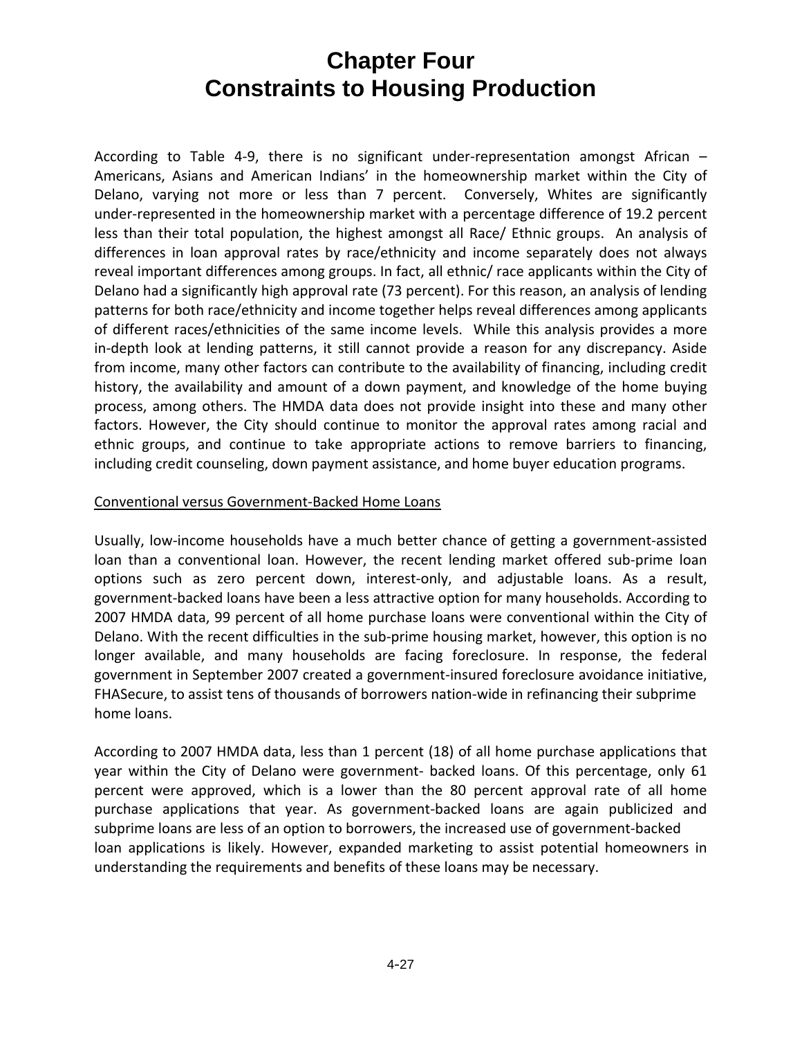# Chapter Four
# Constraints to Housing Production

According to Table 4-9, there is no significant under-representation amongst African – Americans, Asians and American Indians' in the homeownership market within the City of Delano, varying not more or less than 7 percent. Conversely, Whites are significantly under-represented in the homeownership market with a percentage difference of 19.2 percent less than their total population, the highest amongst all Race/ Ethnic groups. An analysis of differences in loan approval rates by race/ethnicity and income separately does not always reveal important differences among groups. In fact, all ethnic/ race applicants within the City of Delano had a significantly high approval rate (73 percent). For this reason, an analysis of lending patterns for both race/ethnicity and income together helps reveal differences among applicants of different races/ethnicities of the same income levels. While this analysis provides a more in-depth look at lending patterns, it still cannot provide a reason for any discrepancy. Aside from income, many other factors can contribute to the availability of financing, including credit history, the availability and amount of a down payment, and knowledge of the home buying process, among others. The HMDA data does not provide insight into these and many other factors. However, the City should continue to monitor the approval rates among racial and ethnic groups, and continue to take appropriate actions to remove barriers to financing, including credit counseling, down payment assistance, and home buyer education programs.

<u>Conventional versus Government-Backed Home Loans</u>

Usually, low-income households have a much better chance of getting a government-assisted loan than a conventional loan. However, the recent lending market offered sub-prime loan options such as zero percent down, interest-only, and adjustable loans. As a result, government-backed loans have been a less attractive option for many households. According to 2007 HMDA data, 99 percent of all home purchase loans were conventional within the City of Delano. With the recent difficulties in the sub-prime housing market, however, this option is no longer available, and many households are facing foreclosure. In response, the federal government in September 2007 created a government-insured foreclosure avoidance initiative, FHASecure, to assist tens of thousands of borrowers nation-wide in refinancing their subprime home loans.

According to 2007 HMDA data, less than 1 percent (18) of all home purchase applications that year within the City of Delano were government- backed loans. Of this percentage, only 61 percent were approved, which is a lower than the 80 percent approval rate of all home purchase applications that year. As government-backed loans are again publicized and subprime loans are less of an option to borrowers, the increased use of government-backed loan applications is likely. However, expanded marketing to assist potential homeowners in understanding the requirements and benefits of these loans may be necessary.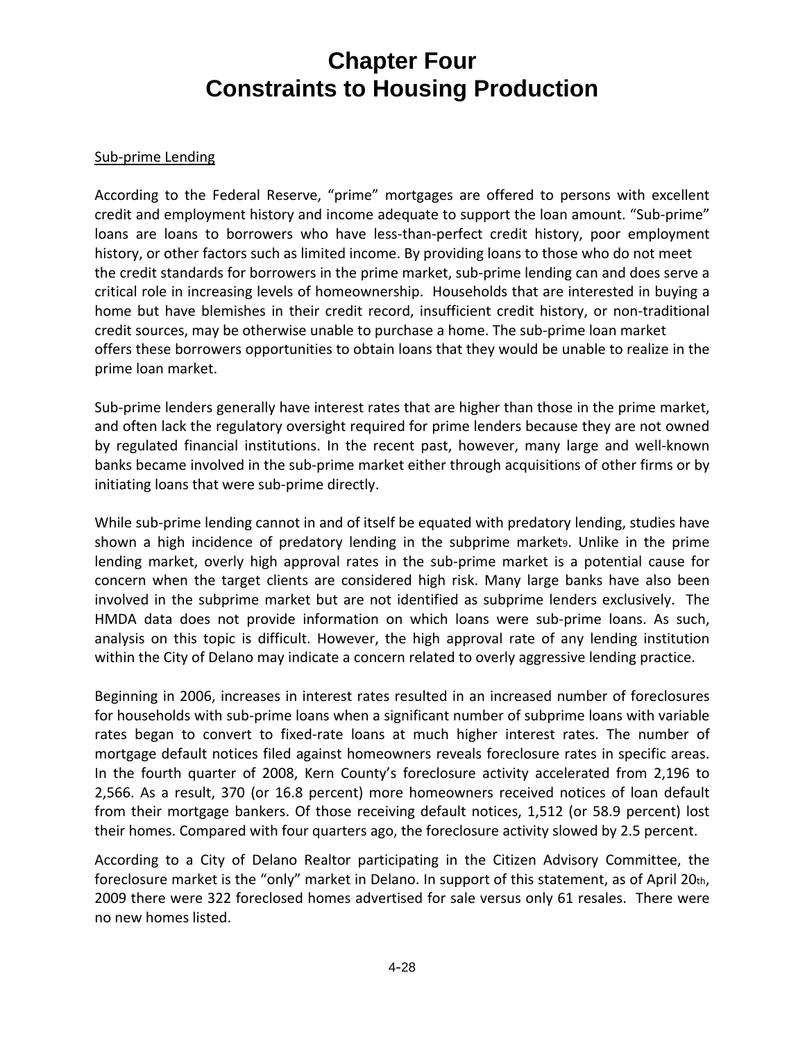# Chapter Four
# Constraints to Housing Production

Sub-prime Lending

According to the Federal Reserve, "prime" mortgages are offered to persons with excellent credit and employment history and income adequate to support the loan amount. "Sub-prime" loans are loans to borrowers who have less-than-perfect credit history, poor employment history, or other factors such as limited income. By providing loans to those who do not meet the credit standards for borrowers in the prime market, sub-prime lending can and does serve a critical role in increasing levels of homeownership. Households that are interested in buying a home but have blemishes in their credit record, insufficient credit history, or non-traditional credit sources, may be otherwise unable to purchase a home. The sub-prime loan market offers these borrowers opportunities to obtain loans that they would be unable to realize in the prime loan market.

Sub-prime lenders generally have interest rates that are higher than those in the prime market, and often lack the regulatory oversight required for prime lenders because they are not owned by regulated financial institutions. In the recent past, however, many large and well-known banks became involved in the sub-prime market either through acquisitions of other firms or by initiating loans that were sub-prime directly.

While sub-prime lending cannot in and of itself be equated with predatory lending, studies have shown a high incidence of predatory lending in the subprime market[9]. Unlike in the prime lending market, overly high approval rates in the sub-prime market is a potential cause for concern when the target clients are considered high risk. Many large banks have also been involved in the subprime market but are not identified as subprime lenders exclusively. The HMDA data does not provide information on which loans were sub-prime loans. As such, analysis on this topic is difficult. However, the high approval rate of any lending institution within the City of Delano may indicate a concern related to overly aggressive lending practice.

Beginning in 2006, increases in interest rates resulted in an increased number of foreclosures for households with sub-prime loans when a significant number of subprime loans with variable rates began to convert to fixed-rate loans at much higher interest rates. The number of mortgage default notices filed against homeowners reveals foreclosure rates in specific areas. In the fourth quarter of 2008, Kern County's foreclosure activity accelerated from 2,196 to 2,566. As a result, 370 (or 16.8 percent) more homeowners received notices of loan default from their mortgage bankers. Of those receiving default notices, 1,512 (or 58.9 percent) lost their homes. Compared with four quarters ago, the foreclosure activity slowed by 2.5 percent.

According to a City of Delano Realtor participating in the Citizen Advisory Committee, the foreclosure market is the "only" market in Delano. In support of this statement, as of April 20th, 2009 there were 322 foreclosed homes advertised for sale versus only 61 resales. There were no new homes listed.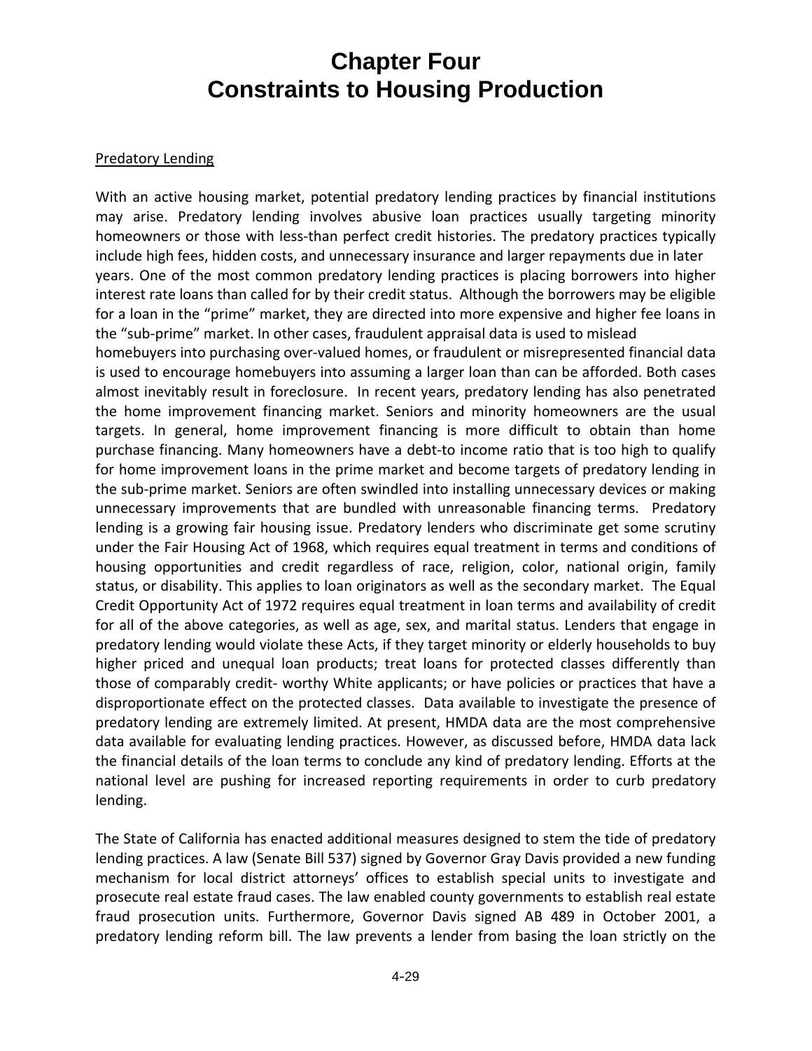# Chapter Four
# Constraints to Housing Production

Predatory Lending

With an active housing market, potential predatory lending practices by financial institutions may arise. Predatory lending involves abusive loan practices usually targeting minority homeowners or those with less-than perfect credit histories. The predatory practices typically include high fees, hidden costs, and unnecessary insurance and larger repayments due in later years. One of the most common predatory lending practices is placing borrowers into higher interest rate loans than called for by their credit status. Although the borrowers may be eligible for a loan in the "prime" market, they are directed into more expensive and higher fee loans in the "sub-prime" market. In other cases, fraudulent appraisal data is used to mislead homebuyers into purchasing over-valued homes, or fraudulent or misrepresented financial data is used to encourage homebuyers into assuming a larger loan than can be afforded. Both cases almost inevitably result in foreclosure. In recent years, predatory lending has also penetrated the home improvement financing market. Seniors and minority homeowners are the usual targets. In general, home improvement financing is more difficult to obtain than home purchase financing. Many homeowners have a debt-to income ratio that is too high to qualify for home improvement loans in the prime market and become targets of predatory lending in the sub-prime market. Seniors are often swindled into installing unnecessary devices or making unnecessary improvements that are bundled with unreasonable financing terms. Predatory lending is a growing fair housing issue. Predatory lenders who discriminate get some scrutiny under the Fair Housing Act of 1968, which requires equal treatment in terms and conditions of housing opportunities and credit regardless of race, religion, color, national origin, family status, or disability. This applies to loan originators as well as the secondary market. The Equal Credit Opportunity Act of 1972 requires equal treatment in loan terms and availability of credit for all of the above categories, as well as age, sex, and marital status. Lenders that engage in predatory lending would violate these Acts, if they target minority or elderly households to buy higher priced and unequal loan products; treat loans for protected classes differently than those of comparably credit- worthy White applicants; or have policies or practices that have a disproportionate effect on the protected classes. Data available to investigate the presence of predatory lending are extremely limited. At present, HMDA data are the most comprehensive data available for evaluating lending practices. However, as discussed before, HMDA data lack the financial details of the loan terms to conclude any kind of predatory lending. Efforts at the national level are pushing for increased reporting requirements in order to curb predatory lending.

The State of California has enacted additional measures designed to stem the tide of predatory lending practices. A law (Senate Bill 537) signed by Governor Gray Davis provided a new funding mechanism for local district attorneys' offices to establish special units to investigate and prosecute real estate fraud cases. The law enabled county governments to establish real estate fraud prosecution units. Furthermore, Governor Davis signed AB 489 in October 2001, a predatory lending reform bill. The law prevents a lender from basing the loan strictly on the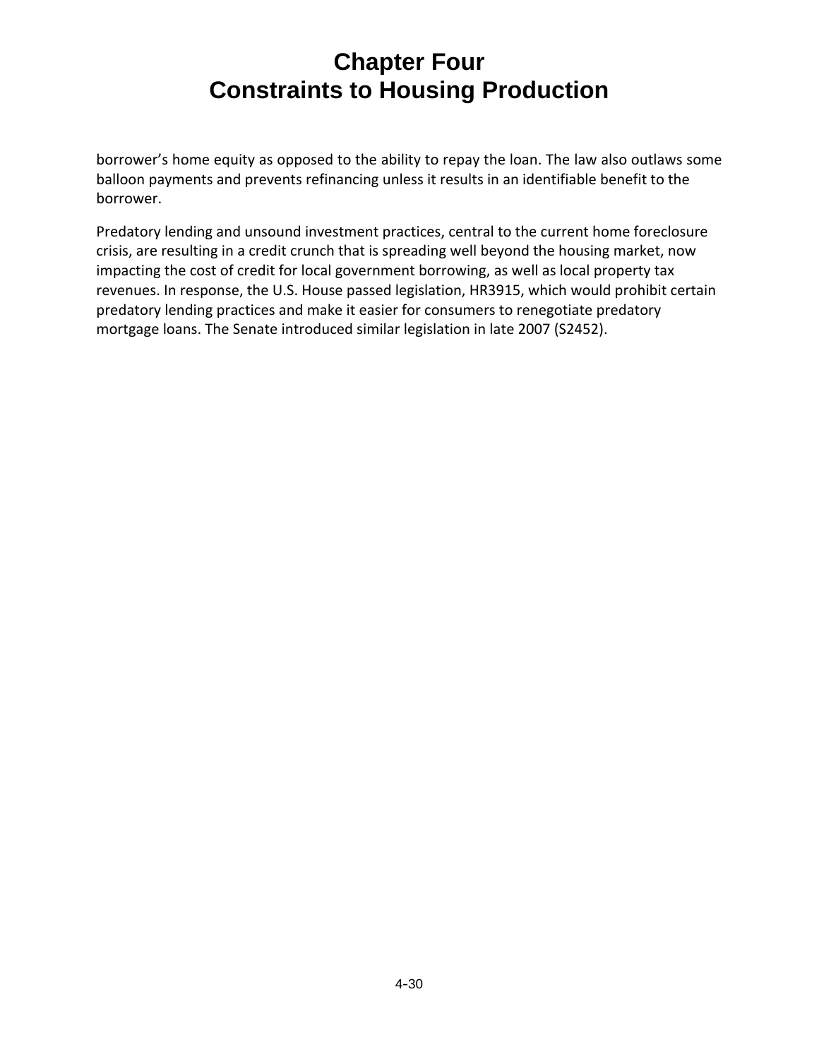borrower's home equity as opposed to the ability to repay the loan. The law also outlaws some balloon payments and prevents refinancing unless it results in an identifiable benefit to the borrower.

Predatory lending and unsound investment practices, central to the current home foreclosure crisis, are resulting in a credit crunch that is spreading well beyond the housing market, now impacting the cost of credit for local government borrowing, as well as local property tax revenues. In response, the U.S. House passed legislation, HR3915, which would prohibit certain predatory lending practices and make it easier for consumers to renegotiate predatory mortgage loans. The Senate introduced similar legislation in late 2007 (S2452).